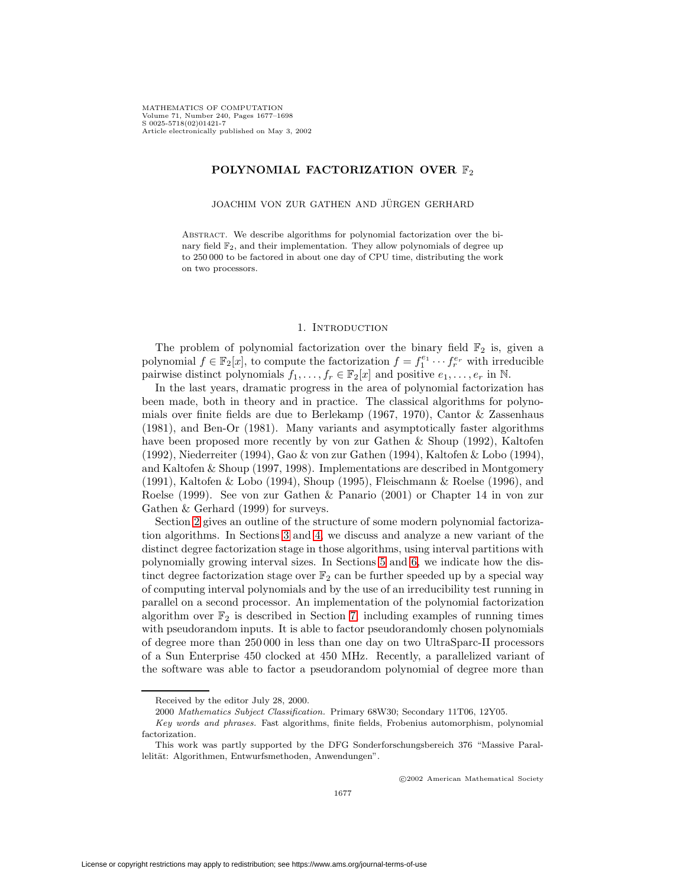# POLYNOMIAL FACTORIZATION OVER $\mathbb{F}_2$

JOACHIM VON ZUR GATHEN AND JÜRGEN GERHARD

Abstract. We describe algorithms for polynomial factorization over the binary field $\mathbb{F}_2$, and their implementation. They allow polynomials of degree up to 250 000 to be factored in about one day of CPU time, distributing the work on two processors.

## 1. Introduction

The problem of polynomial factorization over the binary field $\mathbb{F}_2$ is, given a polynomial $f \in \mathbb{F}_2[x]$, to compute the factorization $f = f_1^{e_1} \cdots f_r^{e_r}$ with irreducible pairwise distinct polynomials $f_1, \ldots, f_r \in \mathbb{F}_2[x]$ and positive $e_1, \ldots, e_r$ in $\mathbb{N}$.

In the last years, dramatic progress in the area of polynomial factorization has been made, both in theory and in practice. The classical algorithms for polynomials over finite fields are due to Berlekamp (1967, 1970), Cantor & Zassenhaus (1981), and Ben-Or (1981). Many variants and asymptotically faster algorithms have been proposed more recently by von zur Gathen & Shoup (1992), Kaltofen (1992), Niederreiter (1994), Gao & von zur Gathen (1994), Kaltofen & Lobo (1994), and Kaltofen & Shoup (1997, 1998). Implementations are described in Montgomery (1991), Kaltofen & Lobo (1994), Shoup (1995), Fleischmann & Roelse (1996), and Roelse (1999). See von zur Gathen & Panario (2001) or Chapter 14 in von zur Gathen & Gerhard (1999) for surveys.

Section 2 gives an outline of the structure of some modern polynomial factorization algorithms. In Sections 3 and 4, we discuss and analyze a new variant of the distinct degree factorization stage in those algorithms, using interval partitions with polynomially growing interval sizes. In Sections 5 and 6, we indicate how the distinct degree factorization stage over $\mathbb{F}_2$ can be further speeded up by a special way of computing interval polynomials and by the use of an irreducibility test running in parallel on a second processor. An implementation of the polynomial factorization algorithm over $\mathbb{F}_2$ is described in Section 7, including examples of running times with pseudorandom inputs. It is able to factor pseudorandomly chosen polynomials of degree more than 250 000 in less than one day on two UltraSparc-II processors of a Sun Enterprise 450 clocked at 450 MHz. Recently, a parallelized variant of the software was able to factor a pseudorandom polynomial of degree more than

---

Received by the editor July 28, 2000.

2000 *Mathematics Subject Classification.* Primary 68W30; Secondary 11T06, 12Y05.

*Key words and phrases.* Fast algorithms, finite fields, Frobenius automorphism, polynomial factorization.

This work was partly supported by the DFG Sonderforschungsbereich 376 "Massive Parallelität: Algorithmen, Entwurfsmethoden, Anwendungen".

©2002 American Mathematical Society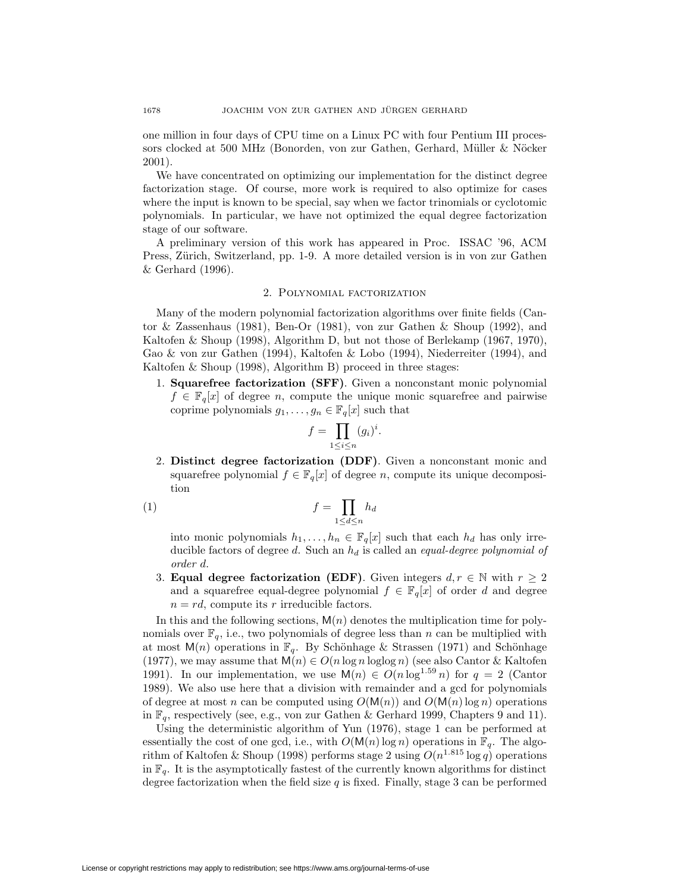one million in four days of CPU time on a Linux PC with four Pentium III processors clocked at 500 MHz (Bonorden, von zur Gathen, Gerhard, Müller & Nöcker 2001).

We have concentrated on optimizing our implementation for the distinct degree factorization stage. Of course, more work is required to also optimize for cases where the input is known to be special, say when we factor trinomials or cyclotomic polynomials. In particular, we have not optimized the equal degree factorization stage of our software.

A preliminary version of this work has appeared in Proc. ISSAC '96, ACM Press, Zürich, Switzerland, pp. 1-9. A more detailed version is in von zur Gathen & Gerhard (1996).

## 2. Polynomial factorization

Many of the modern polynomial factorization algorithms over finite fields (Cantor & Zassenhaus (1981), Ben-Or (1981), von zur Gathen & Shoup (1992), and Kaltofen & Shoup (1998), Algorithm D, but not those of Berlekamp (1967, 1970), Gao & von zur Gathen (1994), Kaltofen & Lobo (1994), Niederreiter (1994), and Kaltofen & Shoup (1998), Algorithm B) proceed in three stages:

1. **Squarefree factorization (SFF)**. Given a nonconstant monic polynomial $f \in \mathbb{F}_q[x]$ of degree $n$, compute the unique monic squarefree and pairwise coprime polynomials $g_1, \ldots, g_n \in \mathbb{F}_q[x]$ such that
$$f = \prod_{1 \le i \le n} (g_i)^i.$$
2. **Distinct degree factorization (DDF)**. Given a nonconstant monic and squarefree polynomial $f \in \mathbb{F}_q[x]$ of degree $n$, compute its unique decomposition
$$f = \prod_{1 \le d \le n} h_d \tag{1}$$
into monic polynomials $h_1, \ldots, h_n \in \mathbb{F}_q[x]$ such that each $h_d$ has only irreducible factors of degree $d$. Such an $h_d$ is called an *equal-degree polynomial of order $d$*.
3. **Equal degree factorization (EDF)**. Given integers $d, r \in \mathbb{N}$ with $r \ge 2$ and a squarefree equal-degree polynomial $f \in \mathbb{F}_q[x]$ of order $d$ and degree $n = rd$, compute its $r$ irreducible factors.

In this and the following sections, $\mathsf{M}(n)$ denotes the multiplication time for polynomials over $\mathbb{F}_q$, i.e., two polynomials of degree less than $n$ can be multiplied with at most $\mathsf{M}(n)$ operations in $\mathbb{F}_q$. By Schönhage & Strassen (1971) and Schönhage (1977), we may assume that $\mathsf{M}(n) \in O(n \log n \operatorname{loglog} n)$ (see also Cantor & Kaltofen 1991). In our implementation, we use $\mathsf{M}(n) \in O(n \log^{1.59} n)$ for $q = 2$ (Cantor 1989). We also use here that a division with remainder and a gcd for polynomials of degree at most $n$ can be computed using $O(\mathsf{M}(n))$ and $O(\mathsf{M}(n) \log n)$ operations in $\mathbb{F}_q$, respectively (see, e.g., von zur Gathen & Gerhard 1999, Chapters 9 and 11).

Using the deterministic algorithm of Yun (1976), stage 1 can be performed at essentially the cost of one gcd, i.e., with $O(\mathsf{M}(n) \log n)$ operations in $\mathbb{F}_q$. The algorithm of Kaltofen & Shoup (1998) performs stage 2 using $O(n^{1.815} \log q)$ operations in $\mathbb{F}_q$. It is the asymptotically fastest of the currently known algorithms for distinct degree factorization when the field size $q$ is fixed. Finally, stage 3 can be performed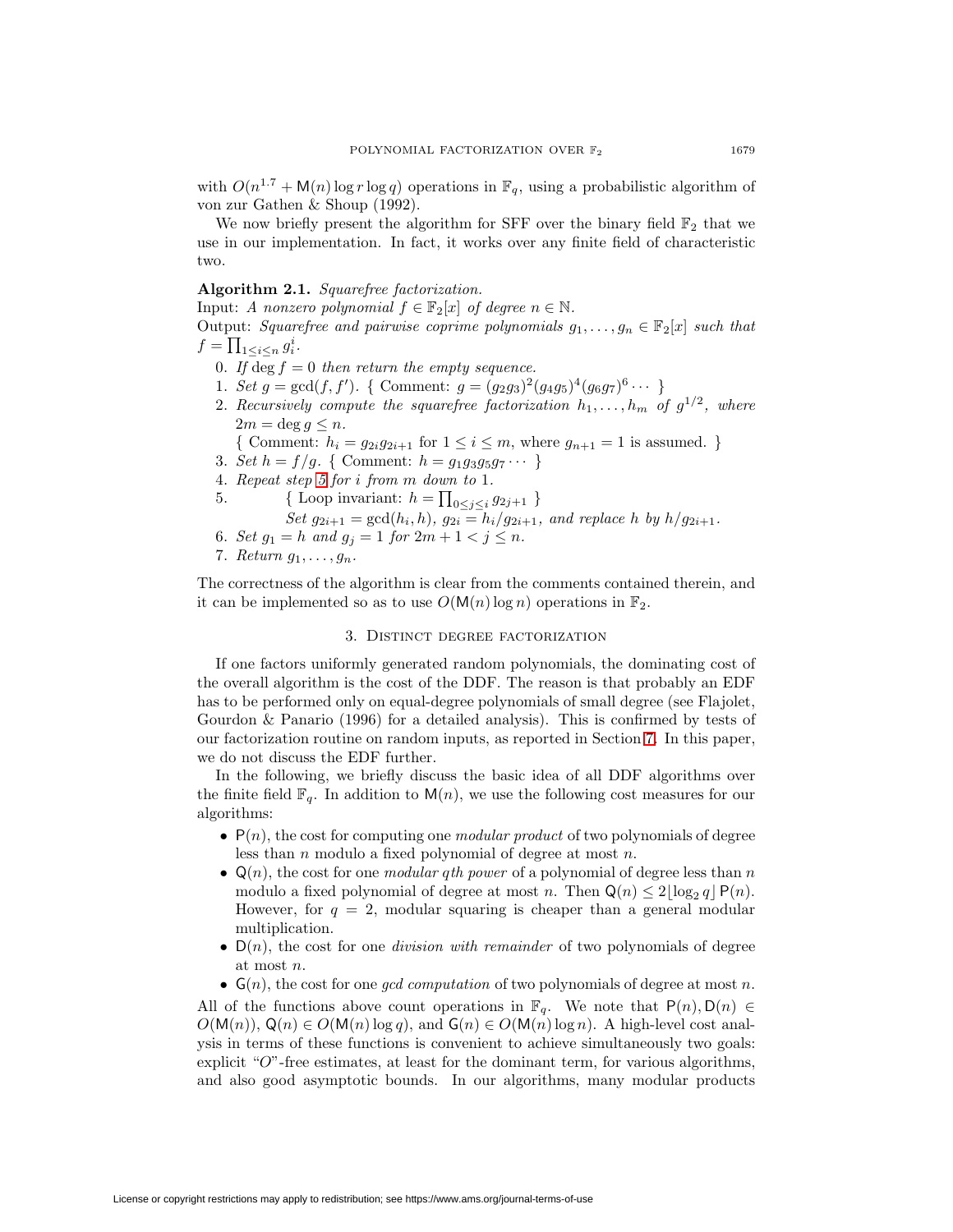with $O(n^{1.7} + \mathsf{M}(n) \log r \log q)$ operations in $\mathbb{F}_q$, using a probabilistic algorithm of von zur Gathen & Shoup (1992).

We now briefly present the algorithm for SFF over the binary field $\mathbb{F}_2$ that we use in our implementation. In fact, it works over any finite field of characteristic two.

**Algorithm 2.1.** *Squarefree factorization.*

Input: *A nonzero polynomial* $f \in \mathbb{F}_2[x]$ *of degree* $n \in \mathbb{N}$.

Output: *Squarefree and pairwise coprime polynomials* $g_1, \ldots, g_n \in \mathbb{F}_2[x]$ *such that* $f = \prod_{1 \le i \le n} g_i^i$.

0. *If* $\deg f = 0$ *then return the empty sequence.*
1. *Set* $g = \gcd(f, f')$. { Comment: $g = (g_2 g_3)^2 (g_4 g_5)^4 (g_6 g_7)^6 \cdots$ }
2. *Recursively compute the squarefree factorization* $h_1, \ldots, h_m$ *of* $g^{1/2}$, *where* $2m = \deg g \le n$.
   { Comment: $h_i = g_{2i} g_{2i+1}$ for $1 \le i \le m$, where $g_{n+1} = 1$ is assumed. }
3. *Set* $h = f/g$. { Comment: $h = g_1 g_3 g_5 g_7 \cdots$ }
4. *Repeat step 5 for* $i$ *from* $m$ *down to* 1.
5. { Loop invariant: $h = \prod_{0 \le j \le i} g_{2j+1}$ }
   *Set* $g_{2i+1} = \gcd(h_i, h)$, $g_{2i} = h_i / g_{2i+1}$, *and replace* $h$ *by* $h/g_{2i+1}$.
6. *Set* $g_1 = h$ *and* $g_j = 1$ *for* $2m + 1 < j \le n$.
7. *Return* $g_1, \ldots, g_n$.

The correctness of the algorithm is clear from the comments contained therein, and it can be implemented so as to use $O(\mathsf{M}(n) \log n)$ operations in $\mathbb{F}_2$.

## 3. Distinct degree factorization

If one factors uniformly generated random polynomials, the dominating cost of the overall algorithm is the cost of the DDF. The reason is that probably an EDF has to be performed only on equal-degree polynomials of small degree (see Flajolet, Gourdon & Panario (1996) for a detailed analysis). This is confirmed by tests of our factorization routine on random inputs, as reported in Section 7. In this paper, we do not discuss the EDF further.

In the following, we briefly discuss the basic idea of all DDF algorithms over the finite field $\mathbb{F}_q$. In addition to $\mathsf{M}(n)$, we use the following cost measures for our algorithms:

- $\mathsf{P}(n)$, the cost for computing one *modular product* of two polynomials of degree less than $n$ modulo a fixed polynomial of degree at most $n$.
- $\mathsf{Q}(n)$, the cost for one *modular qth power* of a polynomial of degree less than $n$ modulo a fixed polynomial of degree at most $n$. Then $\mathsf{Q}(n) \le 2\lfloor \log_2 q \rfloor \mathsf{P}(n)$. However, for $q = 2$, modular squaring is cheaper than a general modular multiplication.
- $\mathsf{D}(n)$, the cost for one *division with remainder* of two polynomials of degree at most $n$.
- $\mathsf{G}(n)$, the cost for one *gcd computation* of two polynomials of degree at most $n$.

All of the functions above count operations in $\mathbb{F}_q$. We note that $\mathsf{P}(n), \mathsf{D}(n) \in O(\mathsf{M}(n))$, $\mathsf{Q}(n) \in O(\mathsf{M}(n) \log q)$, and $\mathsf{G}(n) \in O(\mathsf{M}(n) \log n)$. A high-level cost analysis in terms of these functions is convenient to achieve simultaneously two goals: explicit "$O$"-free estimates, at least for the dominant term, for various algorithms, and also good asymptotic bounds. In our algorithms, many modular products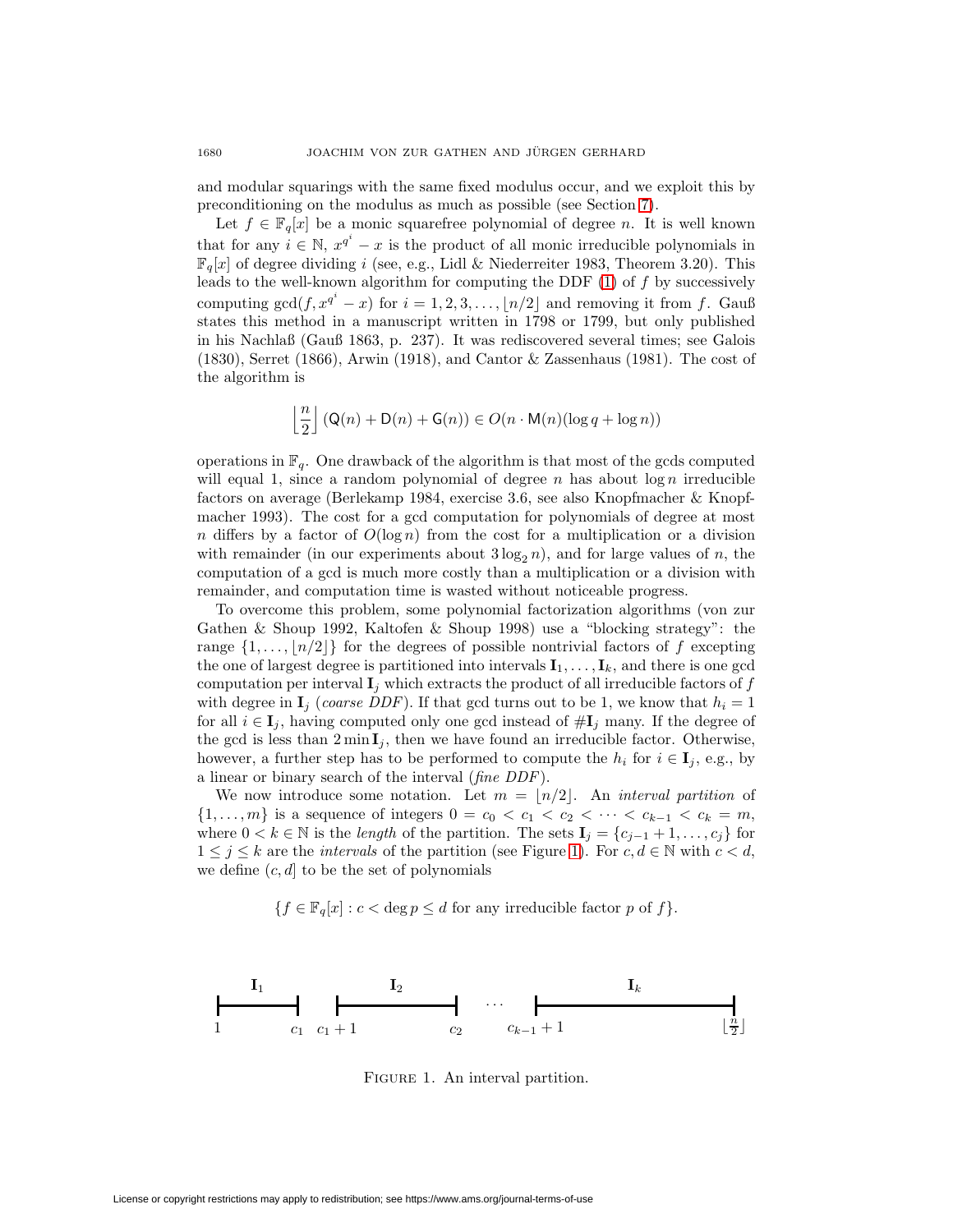and modular squarings with the same fixed modulus occur, and we exploit this by preconditioning on the modulus as much as possible (see Section 7).

Let $f \in \mathbb{F}_q[x]$ be a monic squarefree polynomial of degree $n$. It is well known that for any $i \in \mathbb{N}$, $x^{q^i} - x$ is the product of all monic irreducible polynomials in $\mathbb{F}_q[x]$ of degree dividing $i$ (see, e.g., Lidl & Niederreiter 1983, Theorem 3.20). This leads to the well-known algorithm for computing the DDF (1) of $f$ by successively computing $\gcd(f, x^{q^i} - x)$ for $i = 1, 2, 3, \ldots, \lfloor n/2 \rfloor$ and removing it from $f$. Gauß states this method in a manuscript written in 1798 or 1799, but only published in his Nachlaß (Gauß 1863, p. 237). It was rediscovered several times; see Galois (1830), Serret (1866), Arwin (1918), and Cantor & Zassenhaus (1981). The cost of the algorithm is

$$\left\lfloor \frac{n}{2} \right\rfloor (\mathsf{Q}(n) + \mathsf{D}(n) + \mathsf{G}(n)) \in O(n \cdot \mathsf{M}(n)(\log q + \log n))$$

operations in $\mathbb{F}_q$. One drawback of the algorithm is that most of the gcds computed will equal 1, since a random polynomial of degree $n$ has about $\log n$ irreducible factors on average (Berlekamp 1984, exercise 3.6, see also Knopfmacher & Knopfmacher 1993). The cost for a gcd computation for polynomials of degree at most $n$ differs by a factor of $O(\log n)$ from the cost for a multiplication or a division with remainder (in our experiments about $3 \log_2 n$), and for large values of $n$, the computation of a gcd is much more costly than a multiplication or a division with remainder, and computation time is wasted without noticeable progress.

To overcome this problem, some polynomial factorization algorithms (von zur Gathen & Shoup 1992, Kaltofen & Shoup 1998) use a "blocking strategy": the range $\{1, \ldots, \lfloor n/2 \rfloor\}$ for the degrees of possible nontrivial factors of $f$ excepting the one of largest degree is partitioned into intervals $\mathbf{I}_1, \ldots, \mathbf{I}_k$, and there is one gcd computation per interval $\mathbf{I}_j$ which extracts the product of all irreducible factors of $f$ with degree in $\mathbf{I}_j$ (*coarse DDF*). If that gcd turns out to be 1, we know that $h_i = 1$ for all $i \in \mathbf{I}_j$, having computed only one gcd instead of $\#\mathbf{I}_j$ many. If the degree of the gcd is less than $2 \min \mathbf{I}_j$, then we have found an irreducible factor. Otherwise, however, a further step has to be performed to compute the $h_i$ for $i \in \mathbf{I}_j$, e.g., by a linear or binary search of the interval (*fine DDF*).

We now introduce some notation. Let $m = \lfloor n/2 \rfloor$. An *interval partition* of $\{1, \ldots, m\}$ is a sequence of integers $0 = c_0 < c_1 < c_2 < \cdots < c_{k-1} < c_k = m$, where $0 < k \in \mathbb{N}$ is the *length* of the partition. The sets $\mathbf{I}_j = \{c_{j-1} + 1, \ldots, c_j\}$ for $1 \leq j \leq k$ are the *intervals* of the partition (see Figure 1). For $c, d \in \mathbb{N}$ with $c < d$, we define $(c, d]$ to be the set of polynomials

$$\{f \in \mathbb{F}_q[x] : c < \deg p \leq d \text{ for any irreducible factor } p \text{ of } f\}.$$

Figure 1. An interval partition.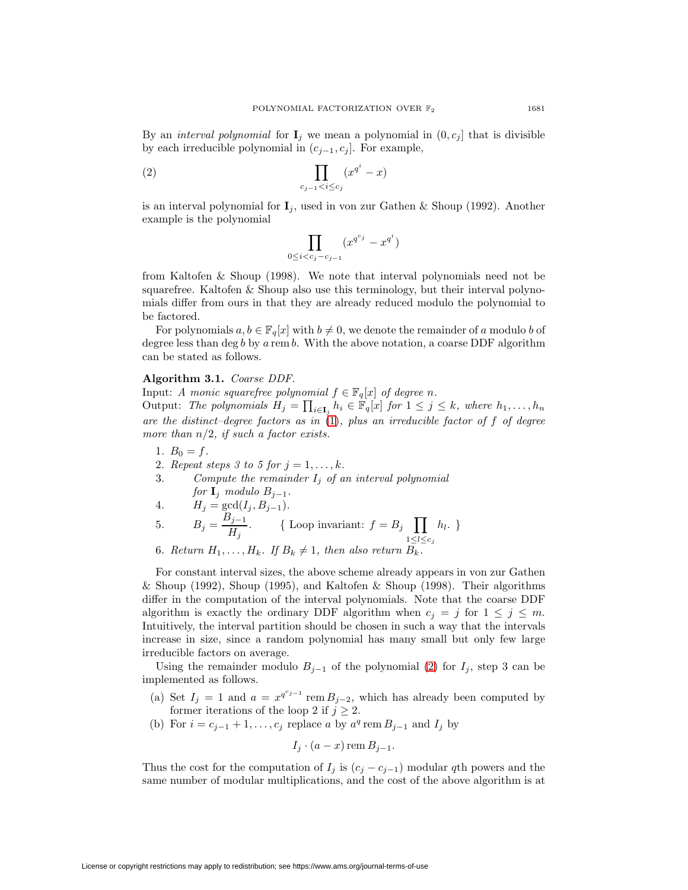By an *interval polynomial* for $\mathbf{I}_j$ we mean a polynomial in $(0, c_j]$ that is divisible by each irreducible polynomial in $(c_{j-1}, c_j]$. For example,

$$\prod_{c_{j-1} < i \le c_j} (x^{q^i} - x) \tag{2}$$

is an interval polynomial for $\mathbf{I}_j$, used in von zur Gathen & Shoup (1992). Another example is the polynomial

$$\prod_{0 \le i < c_j - c_{j-1}} (x^{q^{c_j}} - x^{q^i})$$

from Kaltofen & Shoup (1998). We note that interval polynomials need not be squarefree. Kaltofen & Shoup also use this terminology, but their interval polynomials differ from ours in that they are already reduced modulo the polynomial to be factored.

For polynomials $a, b \in \mathbb{F}_q[x]$ with $b \neq 0$, we denote the remainder of $a$ modulo $b$ of degree less than $\deg b$ by $a \operatorname{rem} b$. With the above notation, a coarse DDF algorithm can be stated as follows.

**Algorithm 3.1.** *Coarse DDF.*

Input: *A monic squarefree polynomial $f \in \mathbb{F}_q[x]$ of degree $n$.*

Output: *The polynomials $H_j = \prod_{i \in \mathbf{I}_j} h_i \in \mathbb{F}_q[x]$ for $1 \le j \le k$, where $h_1, \ldots, h_n$ are the distinct–degree factors as in (1), plus an irreducible factor of $f$ of degree more than $n/2$, if such a factor exists.*

1. $B_0 = f$.
2. *Repeat steps 3 to 5 for $j = 1, \ldots, k$.*
3. *Compute the remainder $I_j$ of an interval polynomial for $\mathbf{I}_j$ modulo $B_{j-1}$.*
4. $H_j = \gcd(I_j, B_{j-1})$.
5. $B_j = \dfrac{B_{j-1}}{H_j}$. { Loop invariant: $f = B_j \prod_{1 \le l \le c_j} h_l$. }
6. *Return $H_1, \ldots, H_k$. If $B_k \neq 1$, then also return $B_k$.*

For constant interval sizes, the above scheme already appears in von zur Gathen & Shoup (1992), Shoup (1995), and Kaltofen & Shoup (1998). Their algorithms differ in the computation of the interval polynomials. Note that the coarse DDF algorithm is exactly the ordinary DDF algorithm when $c_j = j$ for $1 \le j \le m$. Intuitively, the interval partition should be chosen in such a way that the intervals increase in size, since a random polynomial has many small but only few large irreducible factors on average.

Using the remainder modulo $B_{j-1}$ of the polynomial (2) for $I_j$, step 3 can be implemented as follows.

(a) Set $I_j = 1$ and $a = x^{q^{c_{j-1}}} \operatorname{rem} B_{j-2}$, which has already been computed by former iterations of the loop 2 if $j \ge 2$.

(b) For $i = c_{j-1} + 1, \ldots, c_j$ replace $a$ by $a^q \operatorname{rem} B_{j-1}$ and $I_j$ by

$$I_j \cdot (a - x) \operatorname{rem} B_{j-1}.$$

Thus the cost for the computation of $I_j$ is $(c_j - c_{j-1})$ modular $q$th powers and the same number of modular multiplications, and the cost of the above algorithm is at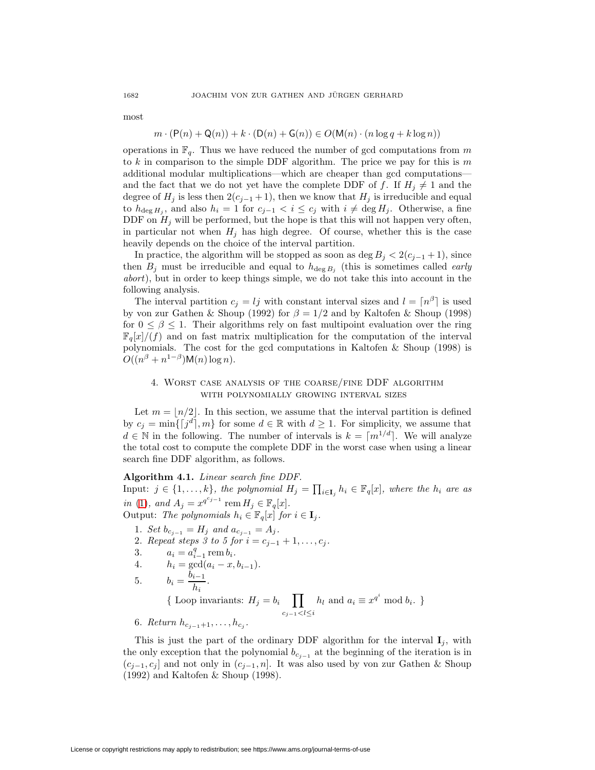most

$$m \cdot (\mathsf{P}(n) + \mathsf{Q}(n)) + k \cdot (\mathsf{D}(n) + \mathsf{G}(n)) \in O(\mathsf{M}(n) \cdot (n \log q + k \log n))$$

operations in $\mathbb{F}_q$. Thus we have reduced the number of gcd computations from $m$ to $k$ in comparison to the simple DDF algorithm. The price we pay for this is $m$ additional modular multiplications—which are cheaper than gcd computations—and the fact that we do not yet have the complete DDF of $f$. If $H_j \neq 1$ and the degree of $H_j$ is less then $2(c_{j-1}+1)$, then we know that $H_j$ is irreducible and equal to $h_{\deg H_j}$, and also $h_i = 1$ for $c_{j-1} < i \leq c_j$ with $i \neq \deg H_j$. Otherwise, a fine DDF on $H_j$ will be performed, but the hope is that this will not happen very often, in particular not when $H_j$ has high degree. Of course, whether this is the case heavily depends on the choice of the interval partition.

In practice, the algorithm will be stopped as soon as $\deg B_j < 2(c_{j-1}+1)$, since then $B_j$ must be irreducible and equal to $h_{\deg B_j}$ (this is sometimes called *early abort*), but in order to keep things simple, we do not take this into account in the following analysis.

The interval partition $c_j = lj$ with constant interval sizes and $l = \lceil n^\beta \rceil$ is used by von zur Gathen & Shoup (1992) for $\beta = 1/2$ and by Kaltofen & Shoup (1998) for $0 \leq \beta \leq 1$. Their algorithms rely on fast multipoint evaluation over the ring $\mathbb{F}_q[x]/(f)$ and on fast matrix multiplication for the computation of the interval polynomials. The cost for the gcd computations in Kaltofen & Shoup (1998) is $O((n^\beta + n^{1-\beta})\mathsf{M}(n)\log n)$.

## 4. Worst case analysis of the coarse/fine DDF algorithm with polynomially growing interval sizes

Let $m = \lfloor n/2 \rfloor$. In this section, we assume that the interval partition is defined by $c_j = \min\{\lceil j^d \rceil, m\}$ for some $d \in \mathbb{R}$ with $d \geq 1$. For simplicity, we assume that $d \in \mathbb{N}$ in the following. The number of intervals is $k = \lceil m^{1/d} \rceil$. We will analyze the total cost to compute the complete DDF in the worst case when using a linear search fine DDF algorithm, as follows.

**Algorithm 4.1.** *Linear search fine DDF.*
Input: $j \in \{1, \ldots, k\}$, *the polynomial* $H_j = \prod_{i \in \mathbf{I}_j} h_i \in \mathbb{F}_q[x]$, *where the* $h_i$ *are as in* (1), *and* $A_j = x^{q^{c_{j-1}}} \operatorname{rem} H_j \in \mathbb{F}_q[x]$.
Output: *The polynomials* $h_i \in \mathbb{F}_q[x]$ *for* $i \in \mathbf{I}_j$.

1. *Set* $b_{c_{j-1}} = H_j$ *and* $a_{c_{j-1}} = A_j$.
2. *Repeat steps 3 to 5 for* $i = c_{j-1}+1, \ldots, c_j$.
3. $\quad a_i = a_{i-1}^q \operatorname{rem} b_i$.
4. $\quad h_i = \gcd(a_i - x, b_{i-1})$.
5. $\quad b_i = \dfrac{b_{i-1}}{h_i}$.

   { Loop invariants: $H_j = b_i \prod_{c_{j-1} < l \leq i} h_l$ and $a_i \equiv x^{q^i} \bmod b_i$. }
6. *Return* $h_{c_{j-1}+1}, \ldots, h_{c_j}$.

This is just the part of the ordinary DDF algorithm for the interval $\mathbf{I}_j$, with the only exception that the polynomial $b_{c_{j-1}}$ at the beginning of the iteration is in $(c_{j-1}, c_j]$ and not only in $(c_{j-1}, n]$. It was also used by von zur Gathen & Shoup (1992) and Kaltofen & Shoup (1998).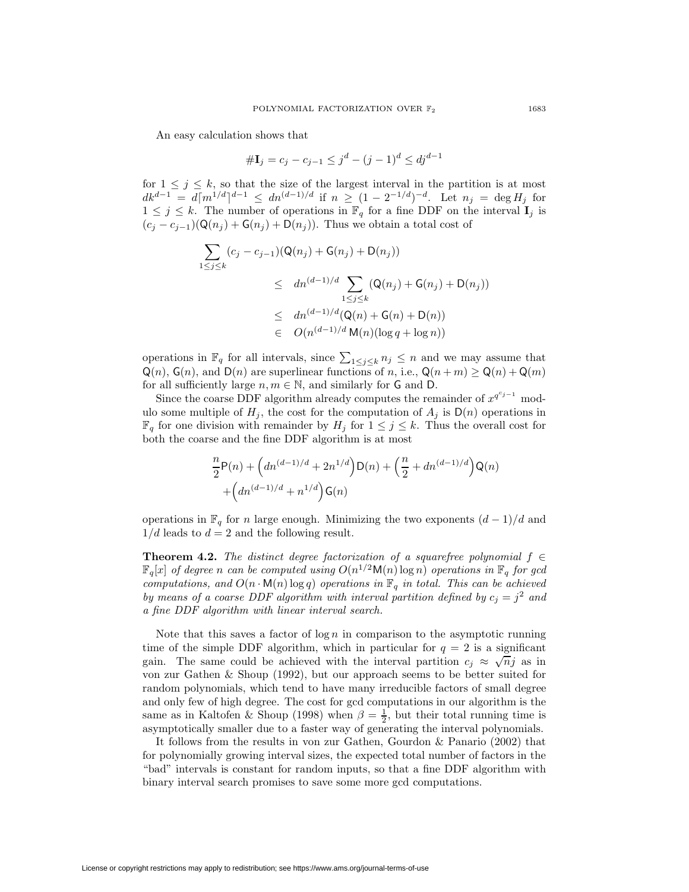An easy calculation shows that

$$\#\mathbf{I}_j = c_j - c_{j-1} \leq j^d - (j-1)^d \leq dj^{d-1}$$

for $1 \leq j \leq k$, so that the size of the largest interval in the partition is at most $dk^{d-1} = d\lceil m^{1/d}\rceil^{d-1} \leq dn^{(d-1)/d}$ if $n \geq (1-2^{-1/d})^{-d}$. Let $n_j = \deg H_j$ for $1 \leq j \leq k$. The number of operations in $\mathbb{F}_q$ for a fine DDF on the interval $\mathbf{I}_j$ is $(c_j - c_{j-1})(\mathsf{Q}(n_j) + \mathsf{G}(n_j) + \mathsf{D}(n_j))$. Thus we obtain a total cost of

$$\begin{aligned}
\sum_{1\leq j\leq k} (c_j - c_{j-1})&(\mathsf{Q}(n_j) + \mathsf{G}(n_j) + \mathsf{D}(n_j)) \\
&\leq \quad dn^{(d-1)/d} \sum_{1\leq j\leq k} (\mathsf{Q}(n_j) + \mathsf{G}(n_j) + \mathsf{D}(n_j)) \\
&\leq \quad dn^{(d-1)/d}(\mathsf{Q}(n) + \mathsf{G}(n) + \mathsf{D}(n)) \\
&\in \quad O(n^{(d-1)/d}\,\mathsf{M}(n)(\log q + \log n))
\end{aligned}$$

operations in $\mathbb{F}_q$ for all intervals, since $\sum_{1\leq j\leq k} n_j \leq n$ and we may assume that $\mathsf{Q}(n)$, $\mathsf{G}(n)$, and $\mathsf{D}(n)$ are superlinear functions of $n$, i.e., $\mathsf{Q}(n+m) \geq \mathsf{Q}(n) + \mathsf{Q}(m)$ for all sufficiently large $n, m \in \mathbb{N}$, and similarly for $\mathsf{G}$ and $\mathsf{D}$.

Since the coarse DDF algorithm already computes the remainder of $x^{q^{c_{j-1}}}$ modulo some multiple of $H_j$, the cost for the computation of $A_j$ is $\mathsf{D}(n)$ operations in $\mathbb{F}_q$ for one division with remainder by $H_j$ for $1 \leq j \leq k$. Thus the overall cost for both the coarse and the fine DDF algorithm is at most

$$\frac{n}{2}\mathsf{P}(n) + \Big(dn^{(d-1)/d} + 2n^{1/d}\Big)\mathsf{D}(n) + \Big(\frac{n}{2} + dn^{(d-1)/d}\Big)\mathsf{Q}(n) \\ + \Big(dn^{(d-1)/d} + n^{1/d}\Big)\mathsf{G}(n)$$

operations in $\mathbb{F}_q$ for $n$ large enough. Minimizing the two exponents $(d-1)/d$ and $1/d$ leads to $d = 2$ and the following result.

**Theorem 4.2.** *The distinct degree factorization of a squarefree polynomial $f \in \mathbb{F}_q[x]$ of degree $n$ can be computed using $O(n^{1/2}\mathsf{M}(n)\log n)$ operations in $\mathbb{F}_q$ for gcd computations, and $O(n \cdot \mathsf{M}(n)\log q)$ operations in $\mathbb{F}_q$ in total. This can be achieved by means of a coarse DDF algorithm with interval partition defined by $c_j = j^2$ and a fine DDF algorithm with linear interval search.*

Note that this saves a factor of $\log n$ in comparison to the asymptotic running time of the simple DDF algorithm, which in particular for $q = 2$ is a significant gain. The same could be achieved with the interval partition $c_j \approx \sqrt{n}j$ as in von zur Gathen & Shoup (1992), but our approach seems to be better suited for random polynomials, which tend to have many irreducible factors of small degree and only few of high degree. The cost for gcd computations in our algorithm is the same as in Kaltofen & Shoup (1998) when $\beta = \frac{1}{2}$, but their total running time is asymptotically smaller due to a faster way of generating the interval polynomials.

It follows from the results in von zur Gathen, Gourdon & Panario (2002) that for polynomially growing interval sizes, the expected total number of factors in the "bad" intervals is constant for random inputs, so that a fine DDF algorithm with binary interval search promises to save some more gcd computations.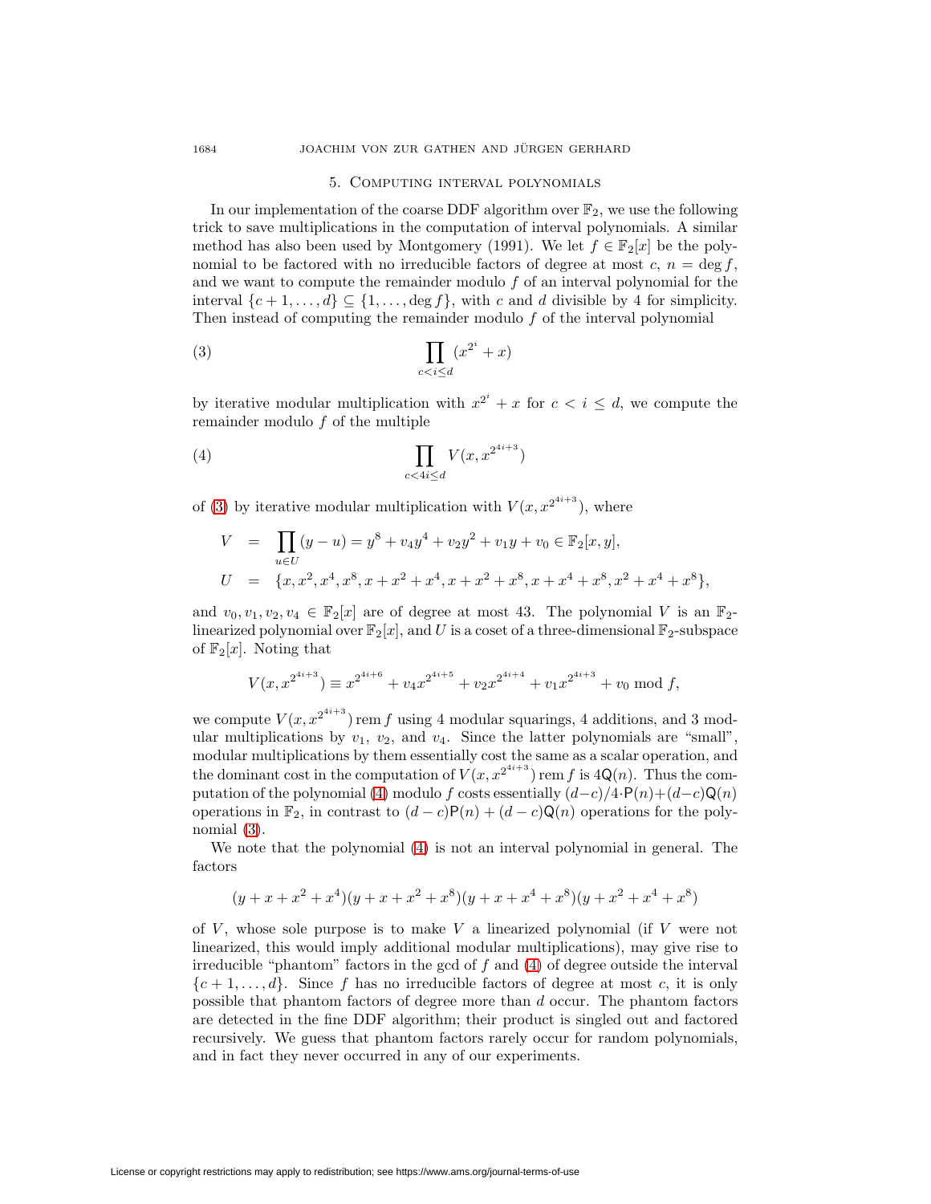## 5. Computing interval polynomials

In our implementation of the coarse DDF algorithm over $\mathbb{F}_2$, we use the following trick to save multiplications in the computation of interval polynomials. A similar method has also been used by Montgomery (1991). We let $f \in \mathbb{F}_2[x]$ be the polynomial to be factored with no irreducible factors of degree at most $c$, $n = \deg f$, and we want to compute the remainder modulo $f$ of an interval polynomial for the interval $\{c+1, \ldots, d\} \subseteq \{1, \ldots, \deg f\}$, with $c$ and $d$ divisible by 4 for simplicity. Then instead of computing the remainder modulo $f$ of the interval polynomial

$$\prod_{c<i\leq d} (x^{2^i} + x) \tag{3}$$

by iterative modular multiplication with $x^{2^i} + x$ for $c < i \leq d$, we compute the remainder modulo $f$ of the multiple

$$\prod_{c<4i\leq d} V(x, x^{2^{4i+3}}) \tag{4}$$

of (3) by iterative modular multiplication with $V(x, x^{2^{4i+3}})$, where

$$\begin{aligned} V &= \prod_{u \in U} (y - u) = y^8 + v_4 y^4 + v_2 y^2 + v_1 y + v_0 \in \mathbb{F}_2[x, y], \\ U &= \{x, x^2, x^4, x^8, x + x^2 + x^4, x + x^2 + x^8, x + x^4 + x^8, x^2 + x^4 + x^8\}, \end{aligned}$$

and $v_0, v_1, v_2, v_4 \in \mathbb{F}_2[x]$ are of degree at most 43. The polynomial $V$ is an $\mathbb{F}_2$-linearized polynomial over $\mathbb{F}_2[x]$, and $U$ is a coset of a three-dimensional $\mathbb{F}_2$-subspace of $\mathbb{F}_2[x]$. Noting that

$$V(x, x^{2^{4i+3}}) \equiv x^{2^{4i+6}} + v_4 x^{2^{4i+5}} + v_2 x^{2^{4i+4}} + v_1 x^{2^{4i+3}} + v_0 \bmod f,$$

we compute $V(x, x^{2^{4i+3}}) \operatorname{rem} f$ using 4 modular squarings, 4 additions, and 3 modular multiplications by $v_1$, $v_2$, and $v_4$. Since the latter polynomials are "small", modular multiplications by them essentially cost the same as a scalar operation, and the dominant cost in the computation of $V(x, x^{2^{4i+3}}) \operatorname{rem} f$ is $4\mathsf{Q}(n)$. Thus the computation of the polynomial (4) modulo $f$ costs essentially $(d-c)/4 \cdot \mathsf{P}(n) + (d-c)\mathsf{Q}(n)$ operations in $\mathbb{F}_2$, in contrast to $(d-c)\mathsf{P}(n) + (d-c)\mathsf{Q}(n)$ operations for the polynomial (3).

We note that the polynomial (4) is not an interval polynomial in general. The factors

$$(y + x + x^2 + x^4)(y + x + x^2 + x^8)(y + x + x^4 + x^8)(y + x^2 + x^4 + x^8)$$

of $V$, whose sole purpose is to make $V$ a linearized polynomial (if $V$ were not linearized, this would imply additional modular multiplications), may give rise to irreducible "phantom" factors in the gcd of $f$ and (4) of degree outside the interval $\{c+1, \ldots, d\}$. Since $f$ has no irreducible factors of degree at most $c$, it is only possible that phantom factors of degree more than $d$ occur. The phantom factors are detected in the fine DDF algorithm; their product is singled out and factored recursively. We guess that phantom factors rarely occur for random polynomials, and in fact they never occurred in any of our experiments.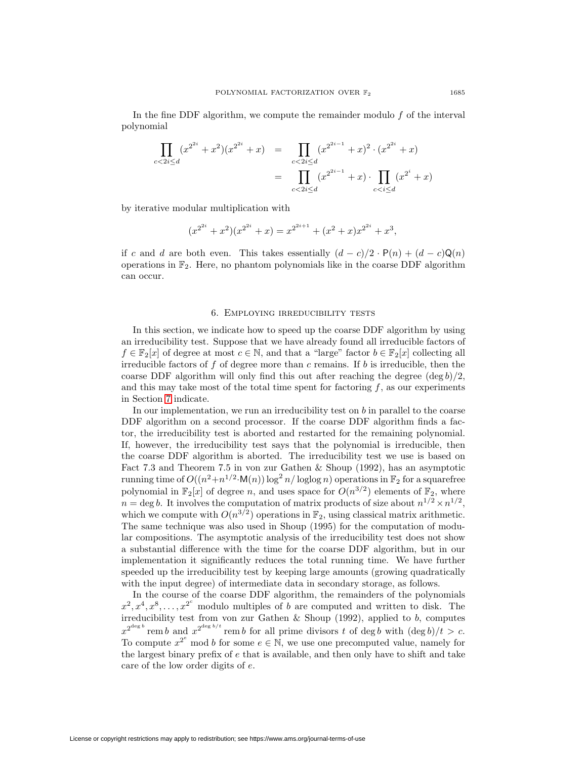In the fine DDF algorithm, we compute the remainder modulo $f$ of the interval polynomial

$$
\begin{aligned}
\prod_{c<2i\leq d}(x^{2^{2i}}+x^2)(x^{2^{2i}}+x) &= \prod_{c<2i\leq d}(x^{2^{2i-1}}+x)^2\cdot(x^{2^{2i}}+x)\\
&= \prod_{c<2i\leq d}(x^{2^{2i-1}}+x)\cdot\prod_{c<i\leq d}(x^{2^{i}}+x)
\end{aligned}
$$

by iterative modular multiplication with

$$
(x^{2^{2i}}+x^2)(x^{2^{2i}}+x)=x^{2^{2i+1}}+(x^2+x)x^{2^{2i}}+x^3,
$$

if $c$ and $d$ are both even. This takes essentially $(d-c)/2\cdot\mathsf{P}(n)+(d-c)\mathsf{Q}(n)$ operations in $\mathbb{F}_2$. Here, no phantom polynomials like in the coarse DDF algorithm can occur.

## 6. Employing irreducibility tests

In this section, we indicate how to speed up the coarse DDF algorithm by using an irreducibility test. Suppose that we have already found all irreducible factors of $f\in\mathbb{F}_2[x]$ of degree at most $c\in\mathbb{N}$, and that a "large" factor $b\in\mathbb{F}_2[x]$ collecting all irreducible factors of $f$ of degree more than $c$ remains. If $b$ is irreducible, then the coarse DDF algorithm will only find this out after reaching the degree $(\deg b)/2$, and this may take most of the total time spent for factoring $f$, as our experiments in Section 7 indicate.

In our implementation, we run an irreducibility test on $b$ in parallel to the coarse DDF algorithm on a second processor. If the coarse DDF algorithm finds a factor, the irreducibility test is aborted and restarted for the remaining polynomial. If, however, the irreducibility test says that the polynomial is irreducible, then the coarse DDF algorithm is aborted. The irreducibility test we use is based on Fact 7.3 and Theorem 7.5 in von zur Gathen & Shoup (1992), has an asymptotic running time of $O((n^2+n^{1/2}\cdot\mathsf{M}(n))\log^2 n/\operatorname{loglog} n)$ operations in $\mathbb{F}_2$ for a squarefree polynomial in $\mathbb{F}_2[x]$ of degree $n$, and uses space for $O(n^{3/2})$ elements of $\mathbb{F}_2$, where $n=\deg b$. It involves the computation of matrix products of size about $n^{1/2}\times n^{1/2}$, which we compute with $O(n^{3/2})$ operations in $\mathbb{F}_2$, using classical matrix arithmetic. The same technique was also used in Shoup (1995) for the computation of modular compositions. The asymptotic analysis of the irreducibility test does not show a substantial difference with the time for the coarse DDF algorithm, but in our implementation it significantly reduces the total running time. We have further speeded up the irreducibility test by keeping large amounts (growing quadratically with the input degree) of intermediate data in secondary storage, as follows.

In the course of the coarse DDF algorithm, the remainders of the polynomials $x^2, x^4, x^8,\ldots,x^{2^c}$ modulo multiples of $b$ are computed and written to disk. The irreducibility test from von zur Gathen & Shoup (1992), applied to $b$, computes $x^{2^{\deg b}}\operatorname{rem} b$ and $x^{2^{\deg b/t}}\operatorname{rem} b$ for all prime divisors $t$ of $\deg b$ with $(\deg b)/t>c$. To compute $x^{2^e}\bmod b$ for some $e\in\mathbb{N}$, we use one precomputed value, namely for the largest binary prefix of $e$ that is available, and then only have to shift and take care of the low order digits of $e$.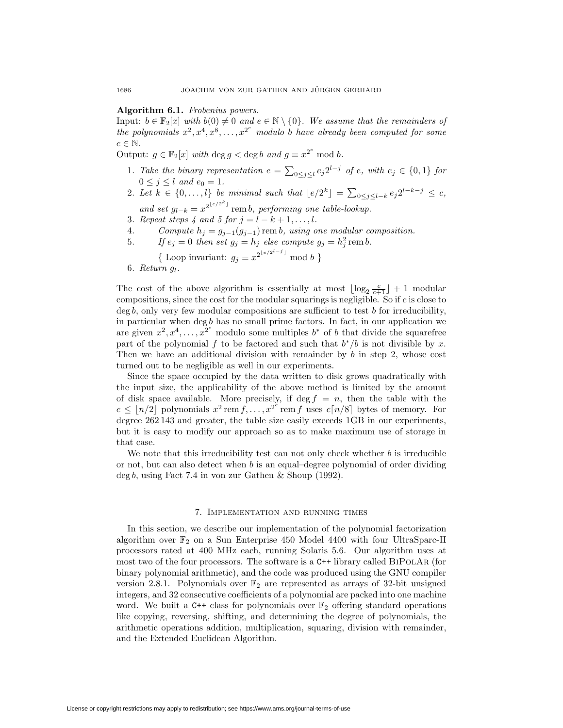**Algorithm 6.1.** *Frobenius powers.*

Input: $b \in \mathbb{F}_2[x]$ *with* $b(0) \neq 0$ *and* $e \in \mathbb{N} \setminus \{0\}$. *We assume that the remainders of the polynomials* $x^2, x^4, x^8, \ldots, x^{2^c}$ *modulo* $b$ *have already been computed for some* $c \in \mathbb{N}$.

Output: $g \in \mathbb{F}_2[x]$ *with* $\deg g < \deg b$ *and* $g \equiv x^{2^e} \bmod b$.

1. *Take the binary representation* $e = \sum_{0 \le j \le l} e_j 2^{l-j}$ *of* $e$, *with* $e_j \in \{0, 1\}$ *for* $0 \le j \le l$ *and* $e_0 = 1$.
2. *Let* $k \in \{0, \ldots, l\}$ *be minimal such that* $\lfloor e/2^k \rfloor = \sum_{0 \le j \le l-k} e_j 2^{l-k-j} \le c$, *and set* $g_{l-k} = x^{2^{\lfloor e/2^k \rfloor}} \operatorname{rem} b$, *performing one table-lookup.*
3. *Repeat steps 4 and 5 for* $j = l - k + 1, \ldots, l$.
4. *Compute* $h_j = g_{j-1}(g_{j-1}) \operatorname{rem} b$, *using one modular composition.*
5. *If* $e_j = 0$ *then set* $g_j = h_j$ *else compute* $g_j = h_j^2 \operatorname{rem} b$.

   { Loop invariant: $g_j \equiv x^{2^{\lfloor e/2^{l-j} \rfloor}} \bmod b$ }
6. *Return* $g_l$.

The cost of the above algorithm is essentially at most $\lfloor \log_2 \frac{e}{c+1} \rfloor + 1$ modular compositions, since the cost for the modular squarings is negligible. So if $c$ is close to $\deg b$, only very few modular compositions are sufficient to test $b$ for irreducibility, in particular when $\deg b$ has no small prime factors. In fact, in our application we are given $x^2, x^4, \ldots, x^{2^c}$ modulo some multiples $b^*$ of $b$ that divide the squarefree part of the polynomial $f$ to be factored and such that $b^*/b$ is not divisible by $x$. Then we have an additional division with remainder by $b$ in step 2, whose cost turned out to be negligible as well in our experiments.

Since the space occupied by the data written to disk grows quadratically with the input size, the applicability of the above method is limited by the amount of disk space available. More precisely, if $\deg f = n$, then the table with the $c \le \lfloor n/2 \rfloor$ polynomials $x^2 \operatorname{rem} f, \ldots, x^{2^c} \operatorname{rem} f$ uses $c\lceil n/8 \rceil$ bytes of memory. For degree 262 143 and greater, the table size easily exceeds 1GB in our experiments, but it is easy to modify our approach so as to make maximum use of storage in that case.

We note that this irreducibility test can not only check whether $b$ is irreducible or not, but can also detect when $b$ is an equal–degree polynomial of order dividing $\deg b$, using Fact 7.4 in von zur Gathen & Shoup (1992).

## 7. Implementation and running times

In this section, we describe our implementation of the polynomial factorization algorithm over $\mathbb{F}_2$ on a Sun Enterprise 450 Model 4400 with four UltraSparc-II processors rated at 400 MHz each, running Solaris 5.6. Our algorithm uses at most two of the four processors. The software is a `C++` library called BiPolAr (for binary polynomial arithmetic), and the code was produced using the GNU compiler version 2.8.1. Polynomials over $\mathbb{F}_2$ are represented as arrays of 32-bit unsigned integers, and 32 consecutive coefficients of a polynomial are packed into one machine word. We built a `C++` class for polynomials over $\mathbb{F}_2$ offering standard operations like copying, reversing, shifting, and determining the degree of polynomials, the arithmetic operations addition, multiplication, squaring, division with remainder, and the Extended Euclidean Algorithm.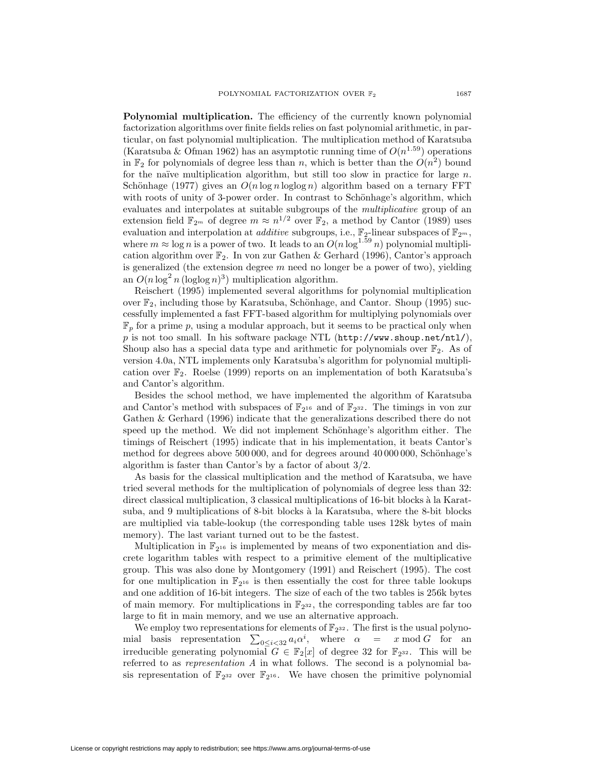**Polynomial multiplication.** The efficiency of the currently known polynomial factorization algorithms over finite fields relies on fast polynomial arithmetic, in particular, on fast polynomial multiplication. The multiplication method of Karatsuba (Karatsuba & Ofman 1962) has an asymptotic running time of $O(n^{1.59})$ operations in $\mathbb{F}_2$ for polynomials of degree less than $n$, which is better than the $O(n^2)$ bound for the naïve multiplication algorithm, but still too slow in practice for large $n$. Schönhage (1977) gives an $O(n \log n \operatorname{loglog} n)$ algorithm based on a ternary FFT with roots of unity of 3-power order. In contrast to Schönhage's algorithm, which evaluates and interpolates at suitable subgroups of the *multiplicative* group of an extension field $\mathbb{F}_{2^m}$ of degree $m \approx n^{1/2}$ over $\mathbb{F}_2$, a method by Cantor (1989) uses evaluation and interpolation at *additive* subgroups, i.e., $\mathbb{F}_2$-linear subspaces of $\mathbb{F}_{2^m}$, where $m \approx \log n$ is a power of two. It leads to an $O(n \log^{1.59} n)$ polynomial multiplication algorithm over $\mathbb{F}_2$. In von zur Gathen & Gerhard (1996), Cantor's approach is generalized (the extension degree $m$ need no longer be a power of two), yielding an $O(n \log^2 n\, (\operatorname{loglog} n)^3)$ multiplication algorithm.

Reischert (1995) implemented several algorithms for polynomial multiplication over $\mathbb{F}_2$, including those by Karatsuba, Schönhage, and Cantor. Shoup (1995) successfully implemented a fast FFT-based algorithm for multiplying polynomials over $\mathbb{F}_p$ for a prime $p$, using a modular approach, but it seems to be practical only when $p$ is not too small. In his software package NTL (`http://www.shoup.net/ntl/`), Shoup also has a special data type and arithmetic for polynomials over $\mathbb{F}_2$. As of version 4.0a, NTL implements only Karatsuba's algorithm for polynomial multiplication over $\mathbb{F}_2$. Roelse (1999) reports on an implementation of both Karatsuba's and Cantor's algorithm.

Besides the school method, we have implemented the algorithm of Karatsuba and Cantor's method with subspaces of $\mathbb{F}_{2^{16}}$ and of $\mathbb{F}_{2^{32}}$. The timings in von zur Gathen & Gerhard (1996) indicate that the generalizations described there do not speed up the method. We did not implement Schönhage's algorithm either. The timings of Reischert (1995) indicate that in his implementation, it beats Cantor's method for degrees above 500 000, and for degrees around 40 000 000, Schönhage's algorithm is faster than Cantor's by a factor of about $3/2$.

As basis for the classical multiplication and the method of Karatsuba, we have tried several methods for the multiplication of polynomials of degree less than 32: direct classical multiplication, 3 classical multiplications of 16-bit blocks à la Karatsuba, and 9 multiplications of 8-bit blocks à la Karatsuba, where the 8-bit blocks are multiplied via table-lookup (the corresponding table uses 128k bytes of main memory). The last variant turned out to be the fastest.

Multiplication in $\mathbb{F}_{2^{16}}$ is implemented by means of two exponentiation and discrete logarithm tables with respect to a primitive element of the multiplicative group. This was also done by Montgomery (1991) and Reischert (1995). The cost for one multiplication in $\mathbb{F}_{2^{16}}$ is then essentially the cost for three table lookups and one addition of 16-bit integers. The size of each of the two tables is 256k bytes of main memory. For multiplications in $\mathbb{F}_{2^{32}}$, the corresponding tables are far too large to fit in main memory, and we use an alternative approach.

We employ two representations for elements of $\mathbb{F}_{2^{32}}$. The first is the usual polynomial basis representation $\sum_{0 \le i < 32} a_i \alpha^i$, where $\alpha = x \bmod G$ for an irreducible generating polynomial $G \in \mathbb{F}_2[x]$ of degree 32 for $\mathbb{F}_{2^{32}}$. This will be referred to as *representation A* in what follows. The second is a polynomial basis representation of $\mathbb{F}_{2^{32}}$ over $\mathbb{F}_{2^{16}}$. We have chosen the primitive polynomial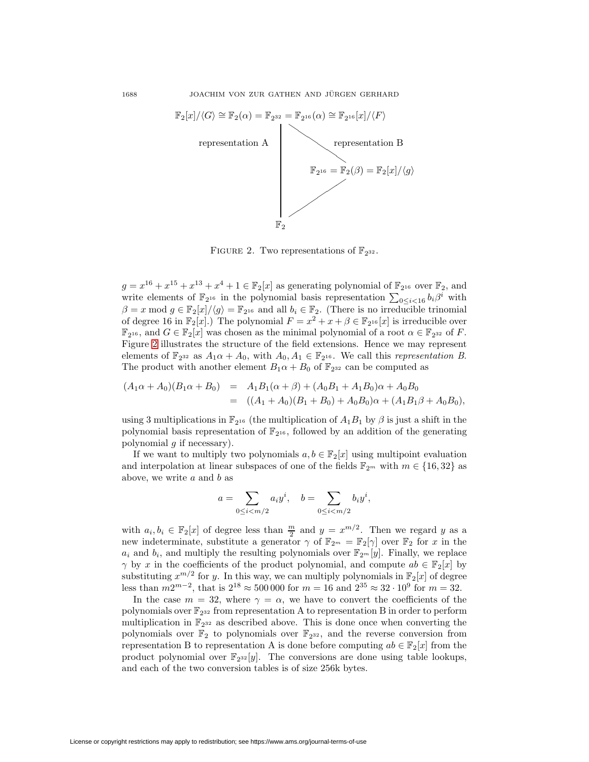$$\mathbb{F}_2[x]/\langle G\rangle \cong \mathbb{F}_2(\alpha) = \mathbb{F}_{2^{32}} = \mathbb{F}_{2^{16}}(\alpha) \cong \mathbb{F}_{2^{16}}[x]/\langle F\rangle$$

representation A — representation B

$$\mathbb{F}_{2^{16}} = \mathbb{F}_2(\beta) = \mathbb{F}_2[x]/\langle g\rangle$$

$$\mathbb{F}_2$$

FIGURE 2. Two representations of $\mathbb{F}_{2^{32}}$.

$g = x^{16} + x^{15} + x^{13} + x^4 + 1 \in \mathbb{F}_2[x]$ as generating polynomial of $\mathbb{F}_{2^{16}}$ over $\mathbb{F}_2$, and write elements of $\mathbb{F}_{2^{16}}$ in the polynomial basis representation $\sum_{0 \le i < 16} b_i \beta^i$ with $\beta = x \bmod g \in \mathbb{F}_2[x]/\langle g\rangle = \mathbb{F}_{2^{16}}$ and all $b_i \in \mathbb{F}_2$. (There is no irreducible trinomial of degree 16 in $\mathbb{F}_2[x]$.) The polynomial $F = x^2 + x + \beta \in \mathbb{F}_{2^{16}}[x]$ is irreducible over $\mathbb{F}_{2^{16}}$, and $G \in \mathbb{F}_2[x]$ was chosen as the minimal polynomial of a root $\alpha \in \mathbb{F}_{2^{32}}$ of $F$. Figure 2 illustrates the structure of the field extensions. Hence we may represent elements of $\mathbb{F}_{2^{32}}$ as $A_1\alpha + A_0$, with $A_0, A_1 \in \mathbb{F}_{2^{16}}$. We call this *representation B*. The product with another element $B_1\alpha + B_0$ of $\mathbb{F}_{2^{32}}$ can be computed as

$$\begin{aligned}
(A_1\alpha + A_0)(B_1\alpha + B_0) &= A_1B_1(\alpha + \beta) + (A_0B_1 + A_1B_0)\alpha + A_0B_0 \\
&= ((A_1 + A_0)(B_1 + B_0) + A_0B_0)\alpha + (A_1B_1\beta + A_0B_0),
\end{aligned}$$

using 3 multiplications in $\mathbb{F}_{2^{16}}$ (the multiplication of $A_1B_1$ by $\beta$ is just a shift in the polynomial basis representation of $\mathbb{F}_{2^{16}}$, followed by an addition of the generating polynomial $g$ if necessary).

If we want to multiply two polynomials $a, b \in \mathbb{F}_2[x]$ using multipoint evaluation and interpolation at linear subspaces of one of the fields $\mathbb{F}_{2^m}$ with $m \in \{16, 32\}$ as above, we write $a$ and $b$ as

$$a = \sum_{0 \le i < m/2} a_i y^i, \quad b = \sum_{0 \le i < m/2} b_i y^i,$$

with $a_i, b_i \in \mathbb{F}_2[x]$ of degree less than $\frac{m}{2}$ and $y = x^{m/2}$. Then we regard $y$ as a new indeterminate, substitute a generator $\gamma$ of $\mathbb{F}_{2^m} = \mathbb{F}_2[\gamma]$ over $\mathbb{F}_2$ for $x$ in the $a_i$ and $b_i$, and multiply the resulting polynomials over $\mathbb{F}_{2^m}[y]$. Finally, we replace $\gamma$ by $x$ in the coefficients of the product polynomial, and compute $ab \in \mathbb{F}_2[x]$ by substituting $x^{m/2}$ for $y$. In this way, we can multiply polynomials in $\mathbb{F}_2[x]$ of degree less than $m2^{m-2}$, that is $2^{18} \approx 500\,000$ for $m = 16$ and $2^{35} \approx 32 \cdot 10^9$ for $m = 32$.

In the case $m = 32$, where $\gamma = \alpha$, we have to convert the coefficients of the polynomials over $\mathbb{F}_{2^{32}}$ from representation A to representation B in order to perform multiplication in $\mathbb{F}_{2^{32}}$ as described above. This is done once when converting the polynomials over $\mathbb{F}_2$ to polynomials over $\mathbb{F}_{2^{32}}$, and the reverse conversion from representation B to representation A is done before computing $ab \in \mathbb{F}_2[x]$ from the product polynomial over $\mathbb{F}_{2^{32}}[y]$. The conversions are done using table lookups, and each of the two conversion tables is of size 256k bytes.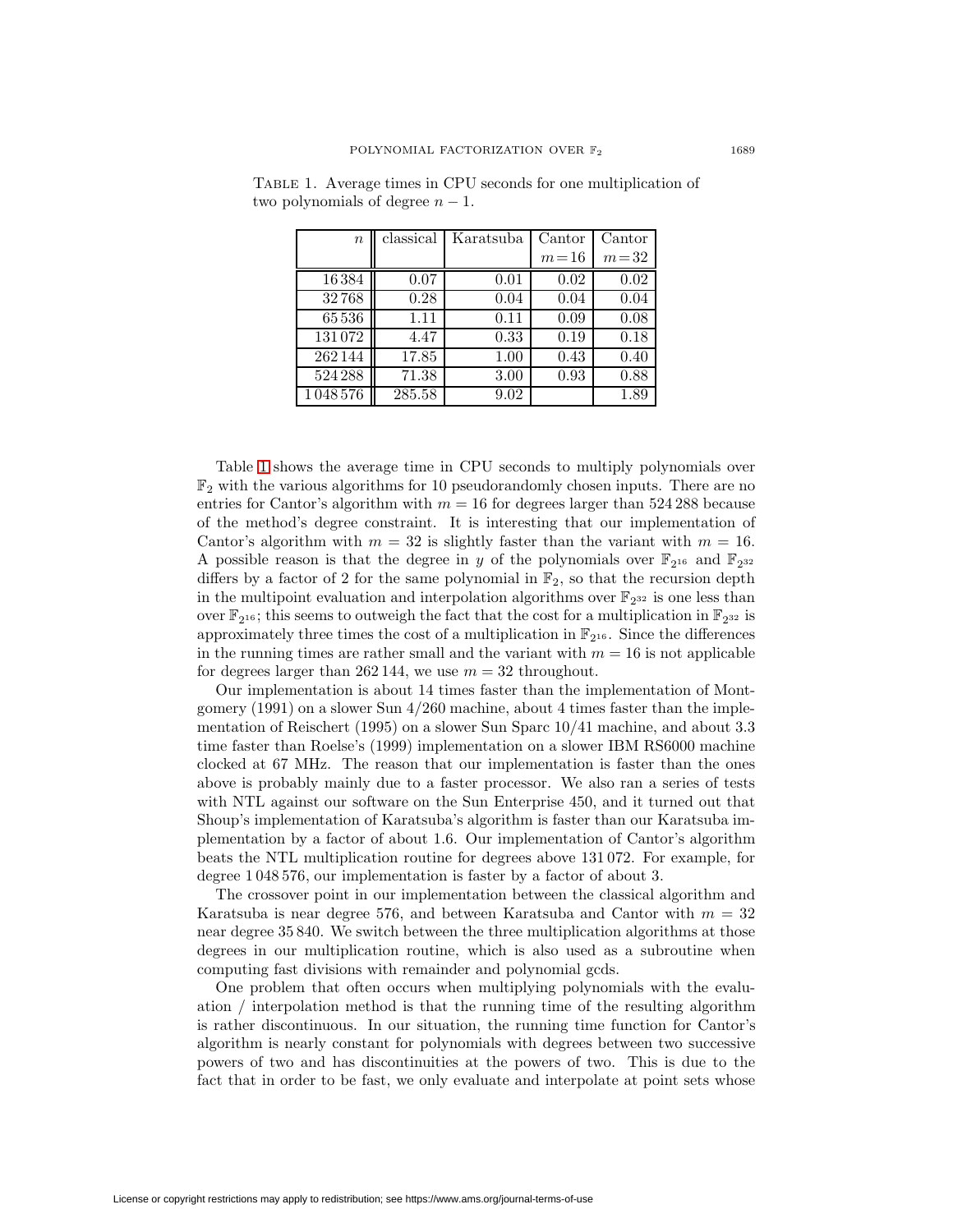Table 1. Average times in CPU seconds for one multiplication of two polynomials of degree $n-1$.

| $n$ | classical | Karatsuba | Cantor $m=16$ | Cantor $m=32$ |
|---|---|---|---|---|
| 16 384 | 0.07 | 0.01 | 0.02 | 0.02 |
| 32 768 | 0.28 | 0.04 | 0.04 | 0.04 |
| 65 536 | 1.11 | 0.11 | 0.09 | 0.08 |
| 131 072 | 4.47 | 0.33 | 0.19 | 0.18 |
| 262 144 | 17.85 | 1.00 | 0.43 | 0.40 |
| 524 288 | 71.38 | 3.00 | 0.93 | 0.88 |
| 1 048 576 | 285.58 | 9.02 | | 1.89 |

Table 1 shows the average time in CPU seconds to multiply polynomials over $\mathbb{F}_2$ with the various algorithms for 10 pseudorandomly chosen inputs. There are no entries for Cantor's algorithm with $m = 16$ for degrees larger than 524 288 because of the method's degree constraint. It is interesting that our implementation of Cantor's algorithm with $m = 32$ is slightly faster than the variant with $m = 16$. A possible reason is that the degree in $y$ of the polynomials over $\mathbb{F}_{2^{16}}$ and $\mathbb{F}_{2^{32}}$ differs by a factor of 2 for the same polynomial in $\mathbb{F}_2$, so that the recursion depth in the multipoint evaluation and interpolation algorithms over $\mathbb{F}_{2^{32}}$ is one less than over $\mathbb{F}_{2^{16}}$; this seems to outweigh the fact that the cost for a multiplication in $\mathbb{F}_{2^{32}}$ is approximately three times the cost of a multiplication in $\mathbb{F}_{2^{16}}$. Since the differences in the running times are rather small and the variant with $m = 16$ is not applicable for degrees larger than 262 144, we use $m = 32$ throughout.

Our implementation is about 14 times faster than the implementation of Montgomery (1991) on a slower Sun 4/260 machine, about 4 times faster than the implementation of Reischert (1995) on a slower Sun Sparc 10/41 machine, and about 3.3 time faster than Roelse's (1999) implementation on a slower IBM RS6000 machine clocked at 67 MHz. The reason that our implementation is faster than the ones above is probably mainly due to a faster processor. We also ran a series of tests with NTL against our software on the Sun Enterprise 450, and it turned out that Shoup's implementation of Karatsuba's algorithm is faster than our Karatsuba implementation by a factor of about 1.6. Our implementation of Cantor's algorithm beats the NTL multiplication routine for degrees above 131 072. For example, for degree 1 048 576, our implementation is faster by a factor of about 3.

The crossover point in our implementation between the classical algorithm and Karatsuba is near degree 576, and between Karatsuba and Cantor with $m = 32$ near degree 35 840. We switch between the three multiplication algorithms at those degrees in our multiplication routine, which is also used as a subroutine when computing fast divisions with remainder and polynomial gcds.

One problem that often occurs when multiplying polynomials with the evaluation / interpolation method is that the running time of the resulting algorithm is rather discontinuous. In our situation, the running time function for Cantor's algorithm is nearly constant for polynomials with degrees between two successive powers of two and has discontinuities at the powers of two. This is due to the fact that in order to be fast, we only evaluate and interpolate at point sets whose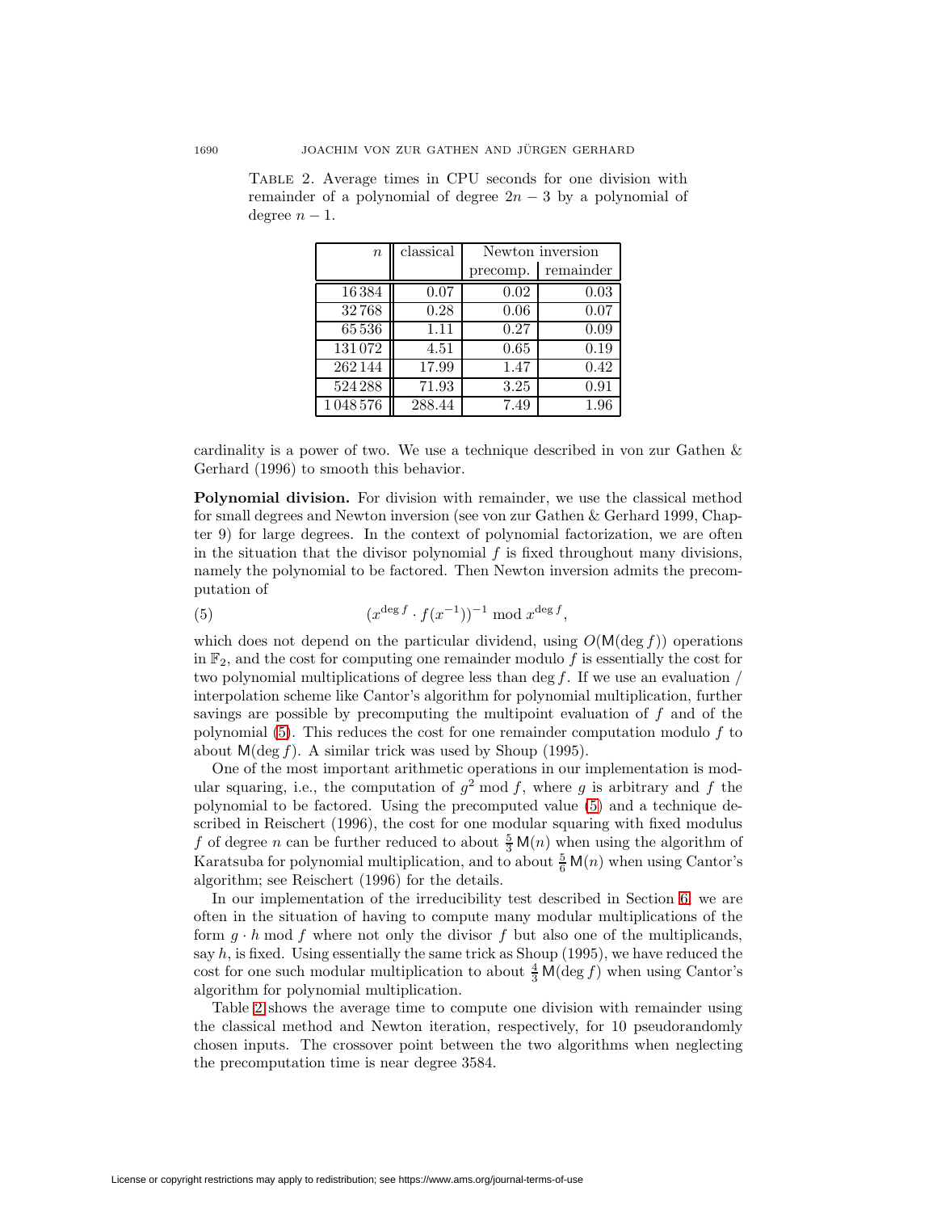Table 2. Average times in CPU seconds for one division with remainder of a polynomial of degree $2n-3$ by a polynomial of degree $n-1$.

| $n$ | classical | Newton inversion | |
|---|---|---|---|
| | | precomp. | remainder |
| 16384 | 0.07 | 0.02 | 0.03 |
| 32768 | 0.28 | 0.06 | 0.07 |
| 65536 | 1.11 | 0.27 | 0.09 |
| 131072 | 4.51 | 0.65 | 0.19 |
| 262144 | 17.99 | 1.47 | 0.42 |
| 524288 | 71.93 | 3.25 | 0.91 |
| 1048576 | 288.44 | 7.49 | 1.96 |

cardinality is a power of two. We use a technique described in von zur Gathen & Gerhard (1996) to smooth this behavior.

**Polynomial division.** For division with remainder, we use the classical method for small degrees and Newton inversion (see von zur Gathen & Gerhard 1999, Chapter 9) for large degrees. In the context of polynomial factorization, we are often in the situation that the divisor polynomial $f$ is fixed throughout many divisions, namely the polynomial to be factored. Then Newton inversion admits the precomputation of

$$(x^{\deg f} \cdot f(x^{-1}))^{-1} \bmod x^{\deg f}, \tag{5}$$

which does not depend on the particular dividend, using $O(\mathsf{M}(\deg f))$ operations in $\mathbb{F}_2$, and the cost for computing one remainder modulo $f$ is essentially the cost for two polynomial multiplications of degree less than $\deg f$. If we use an evaluation / interpolation scheme like Cantor's algorithm for polynomial multiplication, further savings are possible by precomputing the multipoint evaluation of $f$ and of the polynomial (5). This reduces the cost for one remainder computation modulo $f$ to about $\mathsf{M}(\deg f)$. A similar trick was used by Shoup (1995).

One of the most important arithmetic operations in our implementation is modular squaring, i.e., the computation of $g^2 \bmod f$, where $g$ is arbitrary and $f$ the polynomial to be factored. Using the precomputed value (5) and a technique described in Reischert (1996), the cost for one modular squaring with fixed modulus $f$ of degree $n$ can be further reduced to about $\frac{5}{3}\mathsf{M}(n)$ when using the algorithm of Karatsuba for polynomial multiplication, and to about $\frac{5}{6}\mathsf{M}(n)$ when using Cantor's algorithm; see Reischert (1996) for the details.

In our implementation of the irreducibility test described in Section 6, we are often in the situation of having to compute many modular multiplications of the form $g \cdot h \bmod f$ where not only the divisor $f$ but also one of the multiplicands, say $h$, is fixed. Using essentially the same trick as Shoup (1995), we have reduced the cost for one such modular multiplication to about $\frac{4}{3}\mathsf{M}(\deg f)$ when using Cantor's algorithm for polynomial multiplication.

Table 2 shows the average time to compute one division with remainder using the classical method and Newton iteration, respectively, for 10 pseudorandomly chosen inputs. The crossover point between the two algorithms when neglecting the precomputation time is near degree 3584.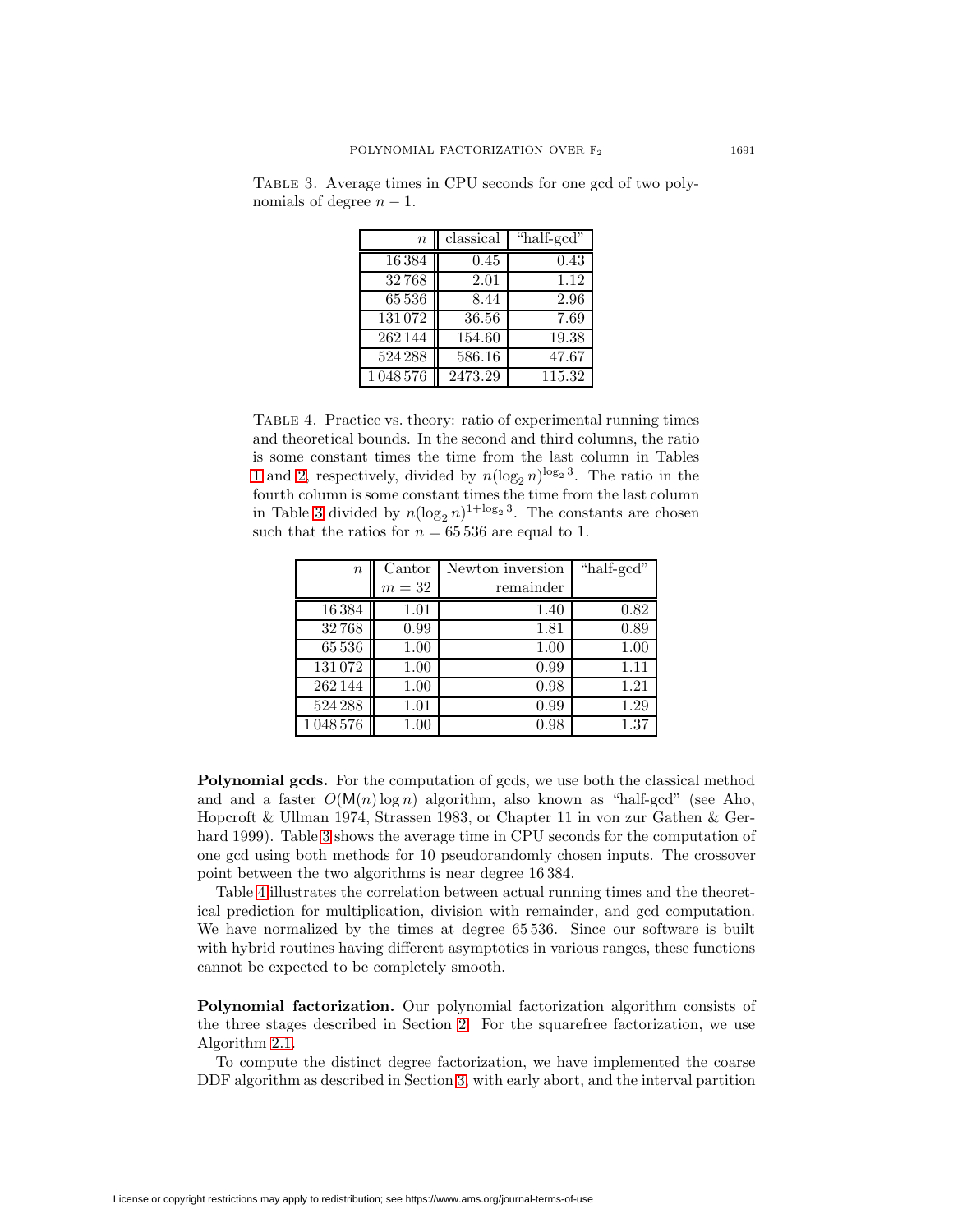Table 3. Average times in CPU seconds for one gcd of two polynomials of degree $n-1$.

| $n$ | classical | "half-gcd" |
|---:|---:|---:|
| 16 384 | 0.45 | 0.43 |
| 32 768 | 2.01 | 1.12 |
| 65 536 | 8.44 | 2.96 |
| 131 072 | 36.56 | 7.69 |
| 262 144 | 154.60 | 19.38 |
| 524 288 | 586.16 | 47.67 |
| 1 048 576 | 2473.29 | 115.32 |

Table 4. Practice vs. theory: ratio of experimental running times and theoretical bounds. In the second and third columns, the ratio is some constant times the time from the last column in Tables 1 and 2, respectively, divided by $n(\log_2 n)^{\log_2 3}$. The ratio in the fourth column is some constant times the time from the last column in Table 3 divided by $n(\log_2 n)^{1+\log_2 3}$. The constants are chosen such that the ratios for $n = 65\,536$ are equal to 1.

| $n$ | Cantor $m = 32$ | Newton inversion remainder | "half-gcd" |
|---:|---:|---:|---:|
| 16 384 | 1.01 | 1.40 | 0.82 |
| 32 768 | 0.99 | 1.81 | 0.89 |
| 65 536 | 1.00 | 1.00 | 1.00 |
| 131 072 | 1.00 | 0.99 | 1.11 |
| 262 144 | 1.00 | 0.98 | 1.21 |
| 524 288 | 1.01 | 0.99 | 1.29 |
| 1 048 576 | 1.00 | 0.98 | 1.37 |

**Polynomial gcds.** For the computation of gcds, we use both the classical method and and a faster $O(\mathsf{M}(n)\log n)$ algorithm, also known as "half-gcd" (see Aho, Hopcroft & Ullman 1974, Strassen 1983, or Chapter 11 in von zur Gathen & Gerhard 1999). Table 3 shows the average time in CPU seconds for the computation of one gcd using both methods for 10 pseudorandomly chosen inputs. The crossover point between the two algorithms is near degree 16 384.

Table 4 illustrates the correlation between actual running times and the theoretical prediction for multiplication, division with remainder, and gcd computation. We have normalized by the times at degree 65 536. Since our software is built with hybrid routines having different asymptotics in various ranges, these functions cannot be expected to be completely smooth.

**Polynomial factorization.** Our polynomial factorization algorithm consists of the three stages described in Section 2. For the squarefree factorization, we use Algorithm 2.1.

To compute the distinct degree factorization, we have implemented the coarse DDF algorithm as described in Section 3, with early abort, and the interval partition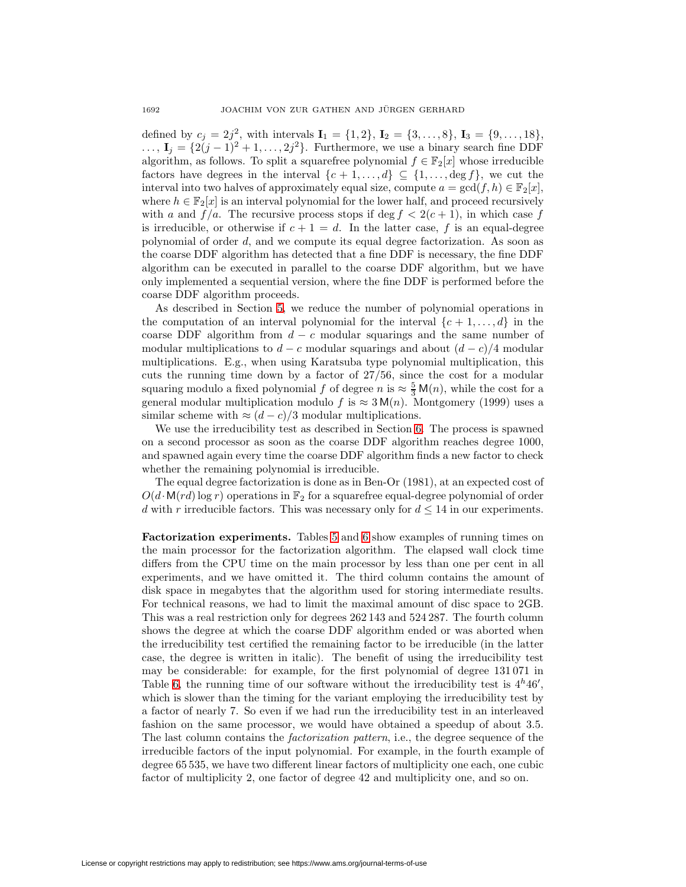defined by $c_j = 2j^2$, with intervals $\mathbf{I}_1 = \{1, 2\}$, $\mathbf{I}_2 = \{3, \ldots, 8\}$, $\mathbf{I}_3 = \{9, \ldots, 18\}$, $\ldots$, $\mathbf{I}_j = \{2(j-1)^2 + 1, \ldots, 2j^2\}$. Furthermore, we use a binary search fine DDF algorithm, as follows. To split a squarefree polynomial $f \in \mathbb{F}_2[x]$ whose irreducible factors have degrees in the interval $\{c+1, \ldots, d\} \subseteq \{1, \ldots, \deg f\}$, we cut the interval into two halves of approximately equal size, compute $a = \gcd(f, h) \in \mathbb{F}_2[x]$, where $h \in \mathbb{F}_2[x]$ is an interval polynomial for the lower half, and proceed recursively with $a$ and $f/a$. The recursive process stops if $\deg f < 2(c+1)$, in which case $f$ is irreducible, or otherwise if $c + 1 = d$. In the latter case, $f$ is an equal-degree polynomial of order $d$, and we compute its equal degree factorization. As soon as the coarse DDF algorithm has detected that a fine DDF is necessary, the fine DDF algorithm can be executed in parallel to the coarse DDF algorithm, but we have only implemented a sequential version, where the fine DDF is performed before the coarse DDF algorithm proceeds.

As described in Section 5, we reduce the number of polynomial operations in the computation of an interval polynomial for the interval $\{c+1, \ldots, d\}$ in the coarse DDF algorithm from $d - c$ modular squarings and the same number of modular multiplications to $d - c$ modular squarings and about $(d-c)/4$ modular multiplications. E.g., when using Karatsuba type polynomial multiplication, this cuts the running time down by a factor of 27/56, since the cost for a modular squaring modulo a fixed polynomial $f$ of degree $n$ is $\approx \frac{5}{3}\,\mathsf{M}(n)$, while the cost for a general modular multiplication modulo $f$ is $\approx 3\,\mathsf{M}(n)$. Montgomery (1999) uses a similar scheme with $\approx (d-c)/3$ modular multiplications.

We use the irreducibility test as described in Section 6. The process is spawned on a second processor as soon as the coarse DDF algorithm reaches degree 1000, and spawned again every time the coarse DDF algorithm finds a new factor to check whether the remaining polynomial is irreducible.

The equal degree factorization is done as in Ben-Or (1981), at an expected cost of $O(d \cdot \mathsf{M}(rd) \log r)$ operations in $\mathbb{F}_2$ for a squarefree equal-degree polynomial of order $d$ with $r$ irreducible factors. This was necessary only for $d \leq 14$ in our experiments.

**Factorization experiments.** Tables 5 and 6 show examples of running times on the main processor for the factorization algorithm. The elapsed wall clock time differs from the CPU time on the main processor by less than one per cent in all experiments, and we have omitted it. The third column contains the amount of disk space in megabytes that the algorithm used for storing intermediate results. For technical reasons, we had to limit the maximal amount of disc space to 2GB. This was a real restriction only for degrees 262 143 and 524 287. The fourth column shows the degree at which the coarse DDF algorithm ended or was aborted when the irreducibility test certified the remaining factor to be irreducible (in the latter case, the degree is written in italic). The benefit of using the irreducibility test may be considerable: for example, for the first polynomial of degree 131 071 in Table 6, the running time of our software without the irreducibility test is $4^h46'$, which is slower than the timing for the variant employing the irreducibility test by a factor of nearly 7. So even if we had run the irreducibility test in an interleaved fashion on the same processor, we would have obtained a speedup of about 3.5. The last column contains the *factorization pattern*, i.e., the degree sequence of the irreducible factors of the input polynomial. For example, in the fourth example of degree 65 535, we have two different linear factors of multiplicity one each, one cubic factor of multiplicity 2, one factor of degree 42 and multiplicity one, and so on.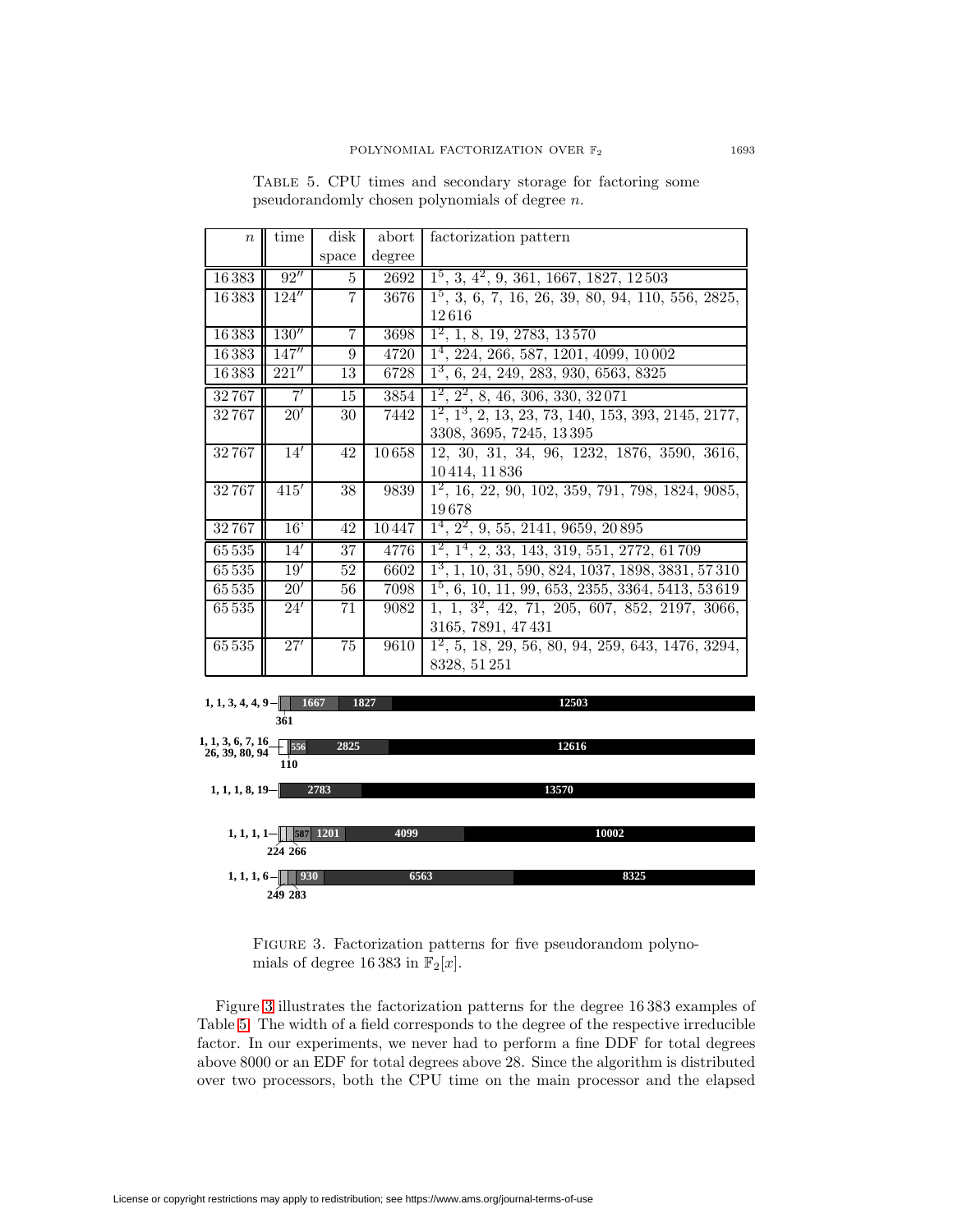Table 5. CPU times and secondary storage for factoring some pseudorandomly chosen polynomials of degree $n$.

| $n$ | time | disk space | abort degree | factorization pattern |
|---|---|---|---|---|
| 16 383 | 92″ | 5 | 2692 | $1^5$, 3, $4^2$, 9, 361, 1667, 1827, 12 503 |
| 16 383 | 124″ | 7 | 3676 | $1^5$, 3, 6, 7, 16, 26, 39, 80, 94, 110, 556, 2825, 12 616 |
| 16 383 | 130″ | 7 | 3698 | $1^2$, 1, 8, 19, 2783, 13 570 |
| 16 383 | 147″ | 9 | 4720 | $1^4$, 224, 266, 587, 1201, 4099, 10 002 |
| 16 383 | 221″ | 13 | 6728 | $1^3$, 6, 24, 249, 283, 930, 6563, 8325 |
| 32 767 | 7′ | 15 | 3854 | $1^2$, $2^2$, 8, 46, 306, 330, 32 071 |
| 32 767 | 20′ | 30 | 7442 | $1^2$, $1^3$, 2, 13, 23, 73, 140, 153, 393, 2145, 2177, 3308, 3695, 7245, 13 395 |
| 32 767 | 14′ | 42 | 10 658 | 12, 30, 31, 34, 96, 1232, 1876, 3590, 3616, 10 414, 11 836 |
| 32 767 | 415′ | 38 | 9839 | $1^2$, 16, 22, 90, 102, 359, 791, 798, 1824, 9085, 19 678 |
| 32 767 | 16’ | 42 | 10 447 | $1^4$, $2^2$, 9, 55, 2141, 9659, 20 895 |
| 65 535 | 14′ | 37 | 4776 | $1^2$, $1^4$, 2, 33, 143, 319, 551, 2772, 61 709 |
| 65 535 | 19′ | 52 | 6602 | $1^3$, 1, 10, 31, 590, 824, 1037, 1898, 3831, 57 310 |
| 65 535 | 20′ | 56 | 7098 | $1^5$, 6, 10, 11, 99, 653, 2355, 3364, 5413, 53 619 |
| 65 535 | 24′ | 71 | 9082 | 1, 1, $3^2$, 42, 71, 205, 607, 852, 2197, 3066, 3165, 7891, 47 431 |
| 65 535 | 27′ | 75 | 9610 | $1^2$, 5, 18, 29, 56, 80, 94, 259, 643, 1476, 3294, 8328, 51 251 |

Figure 3. Factorization patterns for five pseudorandom polynomials of degree 16 383 in $\mathbb{F}_2[x]$.

Figure 3 illustrates the factorization patterns for the degree 16 383 examples of Table 5. The width of a field corresponds to the degree of the respective irreducible factor. In our experiments, we never had to perform a fine DDF for total degrees above 8000 or an EDF for total degrees above 28. Since the algorithm is distributed over two processors, both the CPU time on the main processor and the elapsed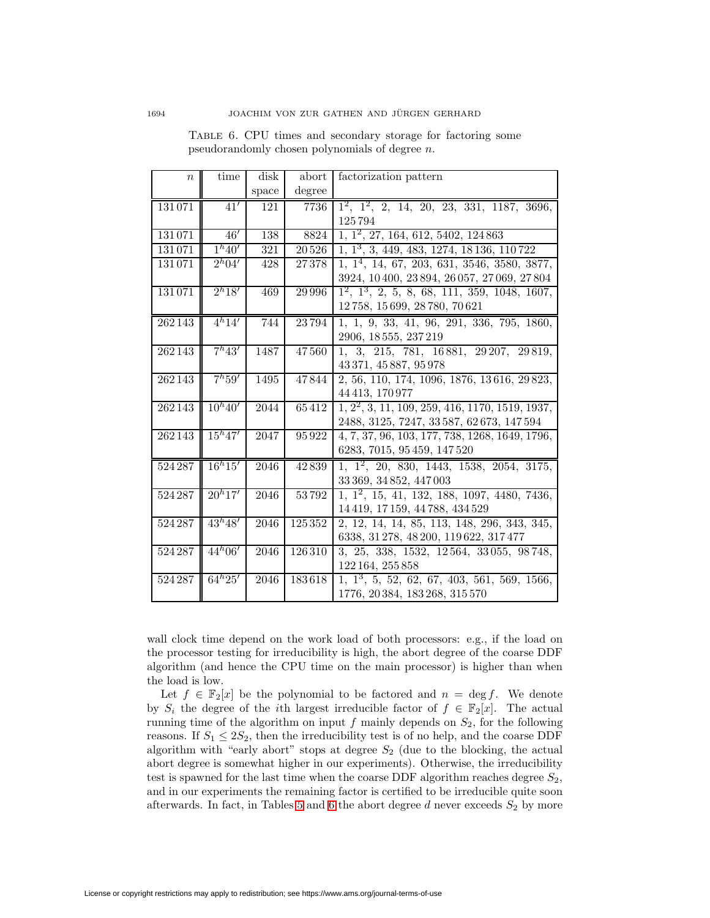Table 6. CPU times and secondary storage for factoring some pseudorandomly chosen polynomials of degree $n$.

| $n$ | time | disk space | abort degree | factorization pattern |
|---|---|---|---|---|
| 131 071 | $41'$ | 121 | 7736 | $1^2$, $1^2$, 2, 14, 20, 23, 331, 1187, 3696, 125 794 |
| 131 071 | $46'$ | 138 | 8824 | 1, $1^2$, 27, 164, 612, 5402, 124 863 |
| 131 071 | $1^h40'$ | 321 | 20 526 | 1, $1^3$, 3, 449, 483, 1274, 18 136, 110 722 |
| 131 071 | $2^h04'$ | 428 | 27 378 | 1, $1^4$, 14, 67, 203, 631, 3546, 3580, 3877, 3924, 10 400, 23 894, 26 057, 27 069, 27 804 |
| 131 071 | $2^h18'$ | 469 | 29 996 | $1^2$, $1^3$, 2, 5, 8, 68, 111, 359, 1048, 1607, 12 758, 15 699, 28 780, 70 621 |
| 262 143 | $4^h14'$ | 744 | 23 794 | 1, 1, 9, 33, 41, 96, 291, 336, 795, 1860, 2906, 18 555, 237 219 |
| 262 143 | $7^h43'$ | 1487 | 47 560 | 1, 3, 215, 781, 16 881, 29 207, 29 819, 43 371, 45 887, 95 978 |
| 262 143 | $7^h59'$ | 1495 | 47 844 | 2, 56, 110, 174, 1096, 1876, 13 616, 29 823, 44 413, 170 977 |
| 262 143 | $10^h40'$ | 2044 | 65 412 | 1, $2^2$, 3, 11, 109, 259, 416, 1170, 1519, 1937, 2488, 3125, 7247, 33 587, 62 673, 147 594 |
| 262 143 | $15^h47'$ | 2047 | 95 922 | 4, 7, 37, 96, 103, 177, 738, 1268, 1649, 1796, 6283, 7015, 95 459, 147 520 |
| 524 287 | $16^h15'$ | 2046 | 42 839 | 1, $1^2$, 20, 830, 1443, 1538, 2054, 3175, 33 369, 34 852, 447 003 |
| 524 287 | $20^h17'$ | 2046 | 53 792 | 1, $1^2$, 15, 41, 132, 188, 1097, 4480, 7436, 14 419, 17 159, 44 788, 434 529 |
| 524 287 | $43^h48'$ | 2046 | 125 352 | 2, 12, 14, 14, 85, 113, 148, 296, 343, 345, 6338, 31 278, 48 200, 119 622, 317 477 |
| 524 287 | $44^h06'$ | 2046 | 126 310 | 3, 25, 338, 1532, 12 564, 33 055, 98 748, 122 164, 255 858 |
| 524 287 | $64^h25'$ | 2046 | 183 618 | 1, $1^3$, 5, 52, 62, 67, 403, 561, 569, 1566, 1776, 20 384, 183 268, 315 570 |

wall clock time depend on the work load of both processors: e.g., if the load on the processor testing for irreducibility is high, the abort degree of the coarse DDF algorithm (and hence the CPU time on the main processor) is higher than when the load is low.

Let $f \in \mathbb{F}_2[x]$ be the polynomial to be factored and $n = \deg f$. We denote by $S_i$ the degree of the $i$th largest irreducible factor of $f \in \mathbb{F}_2[x]$. The actual running time of the algorithm on input $f$ mainly depends on $S_2$, for the following reasons. If $S_1 \leq 2S_2$, then the irreducibility test is of no help, and the coarse DDF algorithm with "early abort" stops at degree $S_2$ (due to the blocking, the actual abort degree is somewhat higher in our experiments). Otherwise, the irreducibility test is spawned for the last time when the coarse DDF algorithm reaches degree $S_2$, and in our experiments the remaining factor is certified to be irreducible quite soon afterwards. In fact, in Tables 5 and 6 the abort degree $d$ never exceeds $S_2$ by more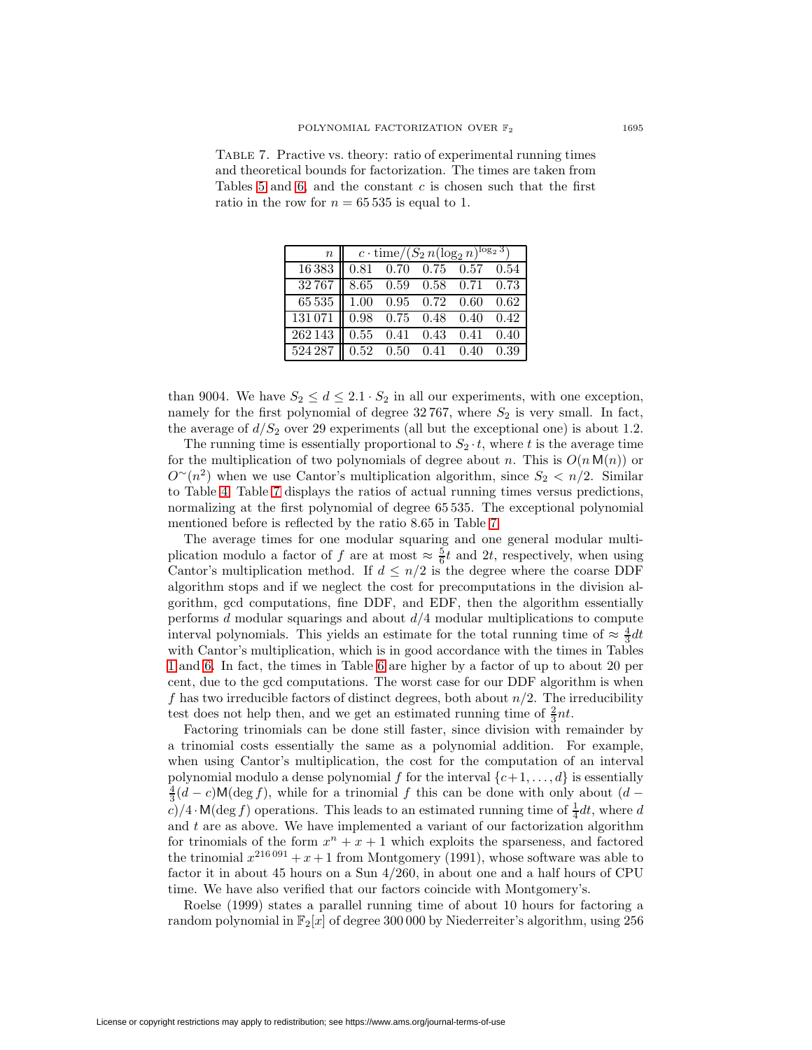Table 7. Practive vs. theory: ratio of experimental running times and theoretical bounds for factorization. The times are taken from Tables 5 and 6, and the constant $c$ is chosen such that the first ratio in the row for $n = 65\,535$ is equal to 1.

| $n$ | $c \cdot \text{time}/(S_2\, n(\log_2 n)^{\log_2 3})$ | | | | |
|---|---|---|---|---|---|
| 16 383 | 0.81 | 0.70 | 0.75 | 0.57 | 0.54 |
| 32 767 | 8.65 | 0.59 | 0.58 | 0.71 | 0.73 |
| 65 535 | 1.00 | 0.95 | 0.72 | 0.60 | 0.62 |
| 131 071 | 0.98 | 0.75 | 0.48 | 0.40 | 0.42 |
| 262 143 | 0.55 | 0.41 | 0.43 | 0.41 | 0.40 |
| 524 287 | 0.52 | 0.50 | 0.41 | 0.40 | 0.39 |

than 9004. We have $S_2 \leq d \leq 2.1 \cdot S_2$ in all our experiments, with one exception, namely for the first polynomial of degree 32 767, where $S_2$ is very small. In fact, the average of $d/S_2$ over 29 experiments (all but the exceptional one) is about 1.2.

The running time is essentially proportional to $S_2 \cdot t$, where $t$ is the average time for the multiplication of two polynomials of degree about $n$. This is $O(n\,\mathsf{M}(n))$ or $O^{\sim}(n^2)$ when we use Cantor's multiplication algorithm, since $S_2 < n/2$. Similar to Table 4, Table 7 displays the ratios of actual running times versus predictions, normalizing at the first polynomial of degree 65 535. The exceptional polynomial mentioned before is reflected by the ratio 8.65 in Table 7.

The average times for one modular squaring and one general modular multiplication modulo a factor of $f$ are at most $\approx \frac{5}{6}t$ and $2t$, respectively, when using Cantor's multiplication method. If $d \leq n/2$ is the degree where the coarse DDF algorithm stops and if we neglect the cost for precomputations in the division algorithm, gcd computations, fine DDF, and EDF, then the algorithm essentially performs $d$ modular squarings and about $d/4$ modular multiplications to compute interval polynomials. This yields an estimate for the total running time of $\approx \frac{4}{3}dt$ with Cantor's multiplication, which is in good accordance with the times in Tables 1 and 6. In fact, the times in Table 6 are higher by a factor of up to about 20 per cent, due to the gcd computations. The worst case for our DDF algorithm is when $f$ has two irreducible factors of distinct degrees, both about $n/2$. The irreducibility test does not help then, and we get an estimated running time of $\frac{2}{3}nt$.

Factoring trinomials can be done still faster, since division with remainder by a trinomial costs essentially the same as a polynomial addition. For example, when using Cantor's multiplication, the cost for the computation of an interval polynomial modulo a dense polynomial $f$ for the interval $\{c+1, \ldots, d\}$ is essentially $\frac{4}{3}(d-c)\mathsf{M}(\deg f)$, while for a trinomial $f$ this can be done with only about $(d-c)/4 \cdot \mathsf{M}(\deg f)$ operations. This leads to an estimated running time of $\frac{1}{4}dt$, where $d$ and $t$ are as above. We have implemented a variant of our factorization algorithm for trinomials of the form $x^n + x + 1$ which exploits the sparseness, and factored the trinomial $x^{216\,091} + x + 1$ from Montgomery (1991), whose software was able to factor it in about 45 hours on a Sun 4/260, in about one and a half hours of CPU time. We have also verified that our factors coincide with Montgomery's.

Roelse (1999) states a parallel running time of about 10 hours for factoring a random polynomial in $\mathbb{F}_2[x]$ of degree 300 000 by Niederreiter's algorithm, using 256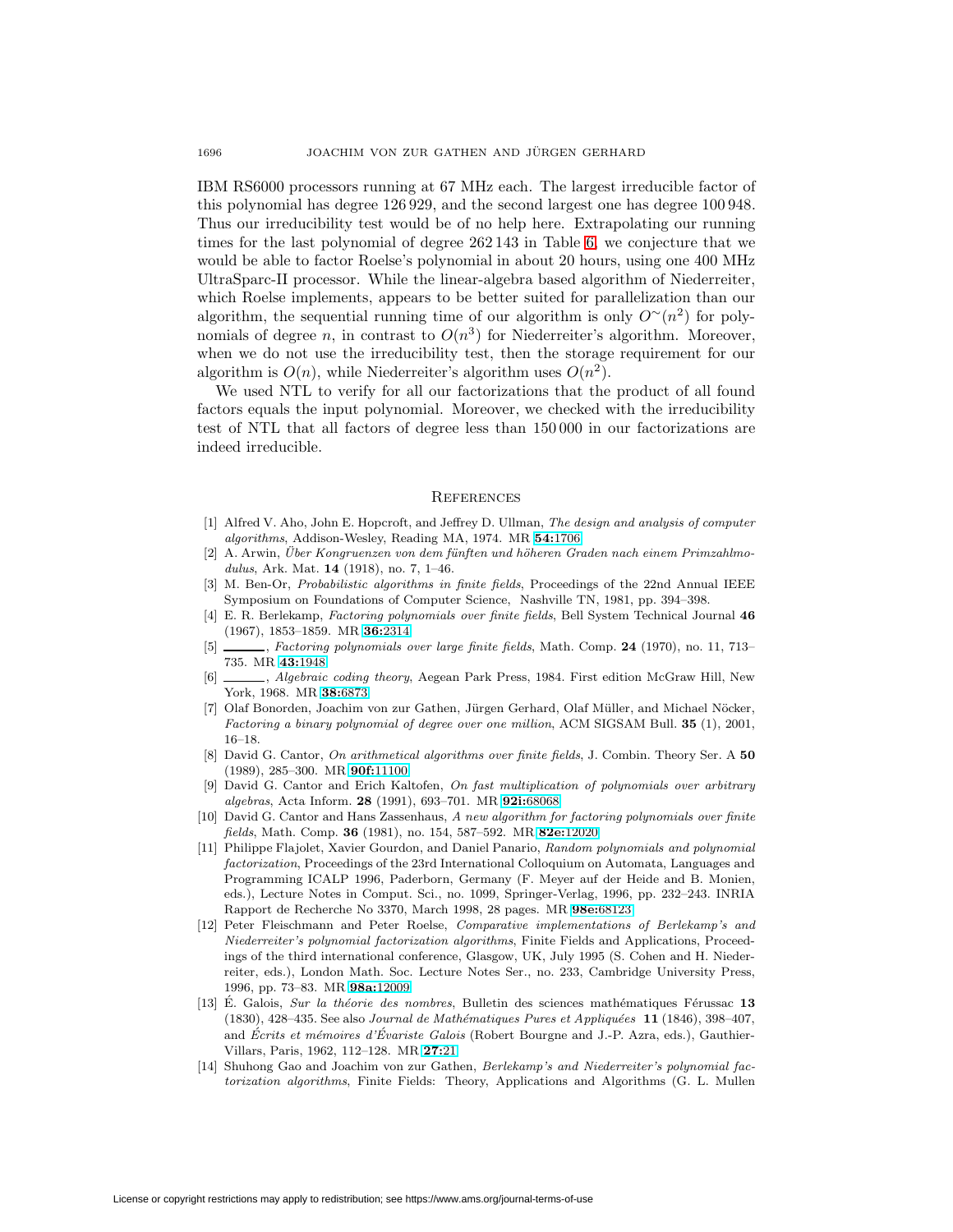IBM RS6000 processors running at 67 MHz each. The largest irreducible factor of this polynomial has degree 126 929, and the second largest one has degree 100 948. Thus our irreducibility test would be of no help here. Extrapolating our running times for the last polynomial of degree 262 143 in Table 6, we conjecture that we would be able to factor Roelse's polynomial in about 20 hours, using one 400 MHz UltraSparc-II processor. While the linear-algebra based algorithm of Niederreiter, which Roelse implements, appears to be better suited for parallelization than our algorithm, the sequential running time of our algorithm is only $O^{\sim}(n^2)$ for polynomials of degree $n$, in contrast to $O(n^3)$ for Niederreiter's algorithm. Moreover, when we do not use the irreducibility test, then the storage requirement for our algorithm is $O(n)$, while Niederreiter's algorithm uses $O(n^2)$.

We used NTL to verify for all our factorizations that the product of all found factors equals the input polynomial. Moreover, we checked with the irreducibility test of NTL that all factors of degree less than 150 000 in our factorizations are indeed irreducible.

## References

[1] Alfred V. Aho, John E. Hopcroft, and Jeffrey D. Ullman, *The design and analysis of computer algorithms*, Addison-Wesley, Reading MA, 1974. MR **54:**1706

[2] A. Arwin, *Über Kongruenzen von dem fünften und höheren Graden nach einem Primzahlmodulus*, Ark. Mat. **14** (1918), no. 7, 1–46.

[3] M. Ben-Or, *Probabilistic algorithms in finite fields*, Proceedings of the 22nd Annual IEEE Symposium on Foundations of Computer Science, Nashville TN, 1981, pp. 394–398.

[4] E. R. Berlekamp, *Factoring polynomials over finite fields*, Bell System Technical Journal **46** (1967), 1853–1859. MR **36:**2314

[5] ______, *Factoring polynomials over large finite fields*, Math. Comp. **24** (1970), no. 11, 713–735. MR **43:**1948

[6] ______, *Algebraic coding theory*, Aegean Park Press, 1984. First edition McGraw Hill, New York, 1968. MR **38:**6873

[7] Olaf Bonorden, Joachim von zur Gathen, Jürgen Gerhard, Olaf Müller, and Michael Nöcker, *Factoring a binary polynomial of degree over one million*, ACM SIGSAM Bull. **35** (1), 2001, 16–18.

[8] David G. Cantor, *On arithmetical algorithms over finite fields*, J. Combin. Theory Ser. A **50** (1989), 285–300. MR **90f:**11100

[9] David G. Cantor and Erich Kaltofen, *On fast multiplication of polynomials over arbitrary algebras*, Acta Inform. **28** (1991), 693–701. MR **92i:**68068

[10] David G. Cantor and Hans Zassenhaus, *A new algorithm for factoring polynomials over finite fields*, Math. Comp. **36** (1981), no. 154, 587–592. MR **82e:**12020

[11] Philippe Flajolet, Xavier Gourdon, and Daniel Panario, *Random polynomials and polynomial factorization*, Proceedings of the 23rd International Colloquium on Automata, Languages and Programming ICALP 1996, Paderborn, Germany (F. Meyer auf der Heide and B. Monien, eds.), Lecture Notes in Comput. Sci., no. 1099, Springer-Verlag, 1996, pp. 232–243. INRIA Rapport de Recherche No 3370, March 1998, 28 pages. MR **98e:**68123

[12] Peter Fleischmann and Peter Roelse, *Comparative implementations of Berlekamp's and Niederreiter's polynomial factorization algorithms*, Finite Fields and Applications, Proceedings of the third international conference, Glasgow, UK, July 1995 (S. Cohen and H. Niederreiter, eds.), London Math. Soc. Lecture Notes Ser., no. 233, Cambridge University Press, 1996, pp. 73–83. MR **98a:**12009

[13] É. Galois, *Sur la théorie des nombres*, Bulletin des sciences mathématiques Férussac **13** (1830), 428–435. See also *Journal de Mathématiques Pures et Appliquées* **11** (1846), 398–407, and *Écrits et mémoires d'Évariste Galois* (Robert Bourgne and J.-P. Azra, eds.), Gauthier-Villars, Paris, 1962, 112–128. MR **27:**21

[14] Shuhong Gao and Joachim von zur Gathen, *Berlekamp's and Niederreiter's polynomial factorization algorithms*, Finite Fields: Theory, Applications and Algorithms (G. L. Mullen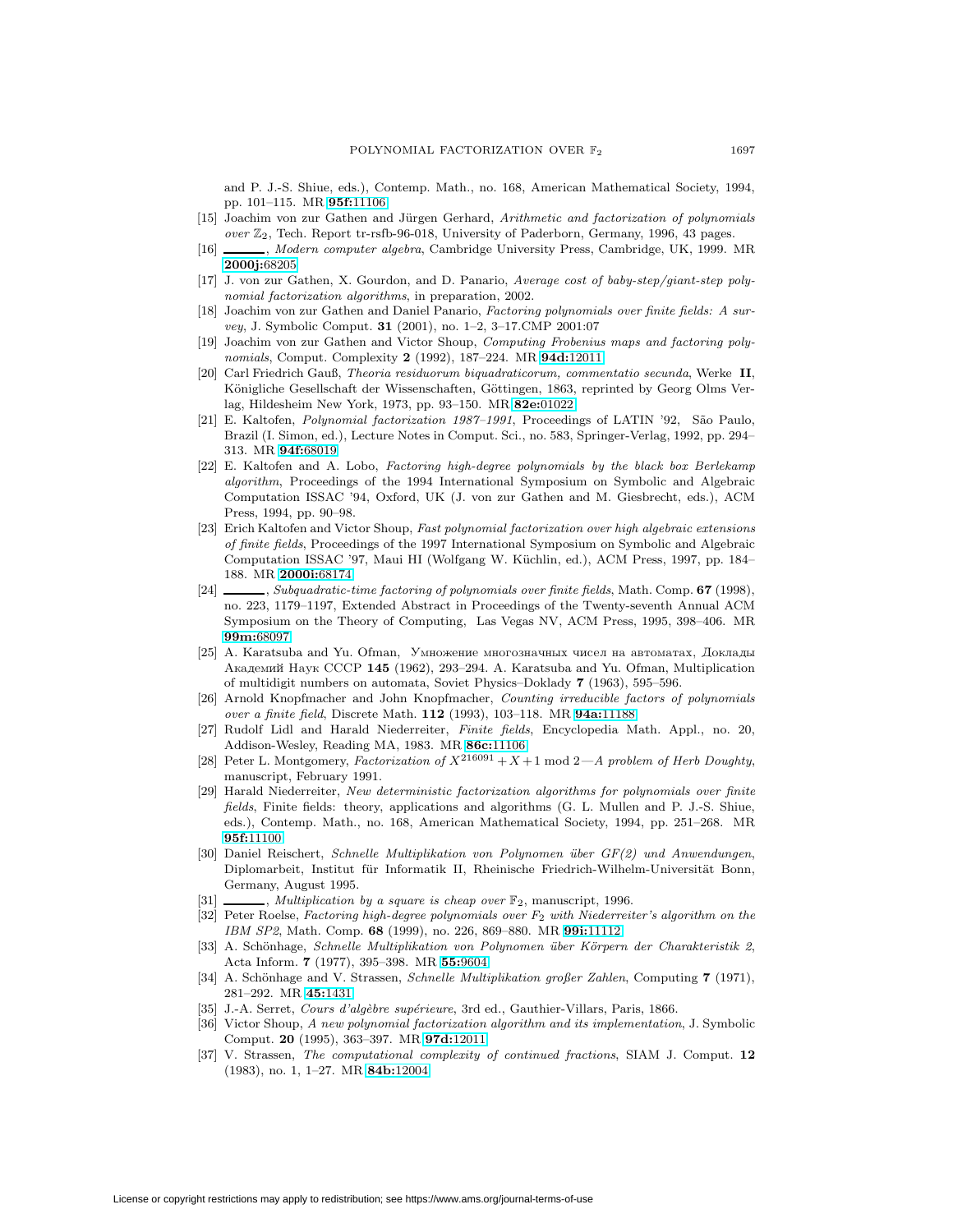and P. J.-S. Shiue, eds.), Contemp. Math., no. 168, American Mathematical Society, 1994, pp. 101–115. MR **95f:**11106

[15] Joachim von zur Gathen and Jürgen Gerhard, *Arithmetic and factorization of polynomials over* $\mathbb{Z}_2$, Tech. Report tr-rsfb-96-018, University of Paderborn, Germany, 1996, 43 pages.

[16] ______, *Modern computer algebra*, Cambridge University Press, Cambridge, UK, 1999. MR **2000j:**68205

[17] J. von zur Gathen, X. Gourdon, and D. Panario, *Average cost of baby-step/giant-step polynomial factorization algorithms*, in preparation, 2002.

[18] Joachim von zur Gathen and Daniel Panario, *Factoring polynomials over finite fields: A survey*, J. Symbolic Comput. **31** (2001), no. 1–2, 3–17.CMP 2001:07

[19] Joachim von zur Gathen and Victor Shoup, *Computing Frobenius maps and factoring polynomials*, Comput. Complexity **2** (1992), 187–224. MR **94d:**12011

[20] Carl Friedrich Gauß, *Theoria residuorum biquadraticorum, commentatio secunda*, Werke **II**, Königliche Gesellschaft der Wissenschaften, Göttingen, 1863, reprinted by Georg Olms Verlag, Hildesheim New York, 1973, pp. 93–150. MR **82e:**01022

[21] E. Kaltofen, *Polynomial factorization 1987–1991*, Proceedings of LATIN '92, São Paulo, Brazil (I. Simon, ed.), Lecture Notes in Comput. Sci., no. 583, Springer-Verlag, 1992, pp. 294–313. MR **94f:**68019

[22] E. Kaltofen and A. Lobo, *Factoring high-degree polynomials by the black box Berlekamp algorithm*, Proceedings of the 1994 International Symposium on Symbolic and Algebraic Computation ISSAC '94, Oxford, UK (J. von zur Gathen and M. Giesbrecht, eds.), ACM Press, 1994, pp. 90–98.

[23] Erich Kaltofen and Victor Shoup, *Fast polynomial factorization over high algebraic extensions of finite fields*, Proceedings of the 1997 International Symposium on Symbolic and Algebraic Computation ISSAC '97, Maui HI (Wolfgang W. Küchlin, ed.), ACM Press, 1997, pp. 184–188. MR **2000i:**68174

[24] ______, *Subquadratic-time factoring of polynomials over finite fields*, Math. Comp. **67** (1998), no. 223, 1179–1197, Extended Abstract in Proceedings of the Twenty-seventh Annual ACM Symposium on the Theory of Computing, Las Vegas NV, ACM Press, 1995, 398–406. MR **99m:**68097

[25] A. Karatsuba and Yu. Ofman, Умножение многозначных чисел на автоматах, Доклады Академий Наук СССР **145** (1962), 293–294. A. Karatsuba and Yu. Ofman, Multiplication of multidigit numbers on automata, Soviet Physics–Doklady **7** (1963), 595–596.

[26] Arnold Knopfmacher and John Knopfmacher, *Counting irreducible factors of polynomials over a finite field*, Discrete Math. **112** (1993), 103–118. MR **94a:**11188

[27] Rudolf Lidl and Harald Niederreiter, *Finite fields*, Encyclopedia Math. Appl., no. 20, Addison-Wesley, Reading MA, 1983. MR **86c:**11106

[28] Peter L. Montgomery, *Factorization of* $X^{216091} + X + 1 \bmod 2$*—A problem of Herb Doughty*, manuscript, February 1991.

[29] Harald Niederreiter, *New deterministic factorization algorithms for polynomials over finite fields*, Finite fields: theory, applications and algorithms (G. L. Mullen and P. J.-S. Shiue, eds.), Contemp. Math., no. 168, American Mathematical Society, 1994, pp. 251–268. MR **95f:**11100

[30] Daniel Reischert, *Schnelle Multiplikation von Polynomen über GF(2) und Anwendungen*, Diplomarbeit, Institut für Informatik II, Rheinische Friedrich-Wilhelm-Universität Bonn, Germany, August 1995.

[31] ______, *Multiplication by a square is cheap over* $\mathbb{F}_2$, manuscript, 1996.

[32] Peter Roelse, *Factoring high-degree polynomials over* $F_2$ *with Niederreiter's algorithm on the IBM SP2*, Math. Comp. **68** (1999), no. 226, 869–880. MR **99i:**11112

[33] A. Schönhage, *Schnelle Multiplikation von Polynomen über Körpern der Charakteristik 2*, Acta Inform. **7** (1977), 395–398. MR **55:**9604

[34] A. Schönhage and V. Strassen, *Schnelle Multiplikation großer Zahlen*, Computing **7** (1971), 281–292. MR **45:**1431

[35] J.-A. Serret, *Cours d'algèbre supérieure*, 3rd ed., Gauthier-Villars, Paris, 1866.

[36] Victor Shoup, *A new polynomial factorization algorithm and its implementation*, J. Symbolic Comput. **20** (1995), 363–397. MR **97d:**12011

[37] V. Strassen, *The computational complexity of continued fractions*, SIAM J. Comput. **12** (1983), no. 1, 1–27. MR **84b:**12004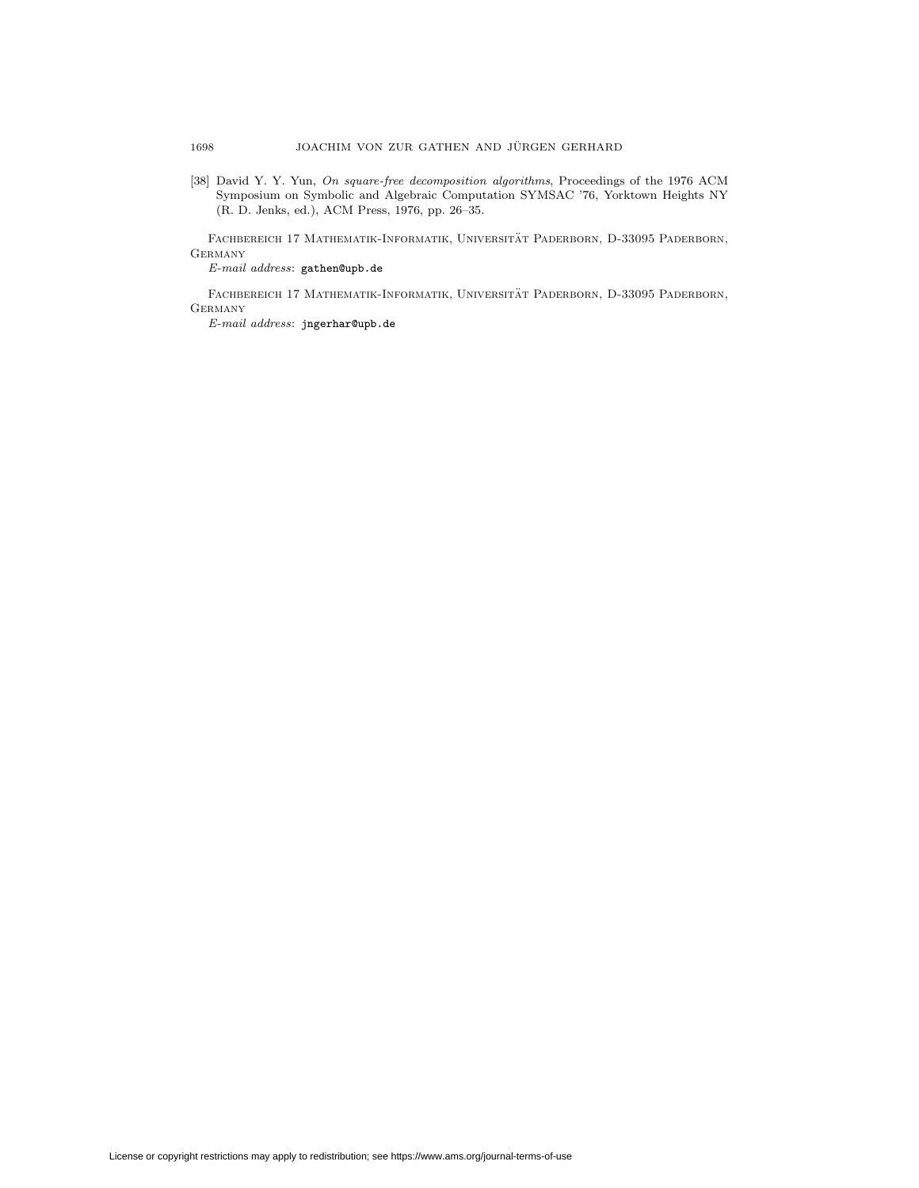[38] David Y. Y. Yun, *On square-free decomposition algorithms*, Proceedings of the 1976 ACM Symposium on Symbolic and Algebraic Computation SYMSAC '76, Yorktown Heights NY (R. D. Jenks, ed.), ACM Press, 1976, pp. 26–35.

Fachbereich 17 Mathematik-Informatik, Universität Paderborn, D-33095 Paderborn, Germany

*E-mail address*: gathen@upb.de

Fachbereich 17 Mathematik-Informatik, Universität Paderborn, D-33095 Paderborn, Germany

*E-mail address*: jngerhar@upb.de